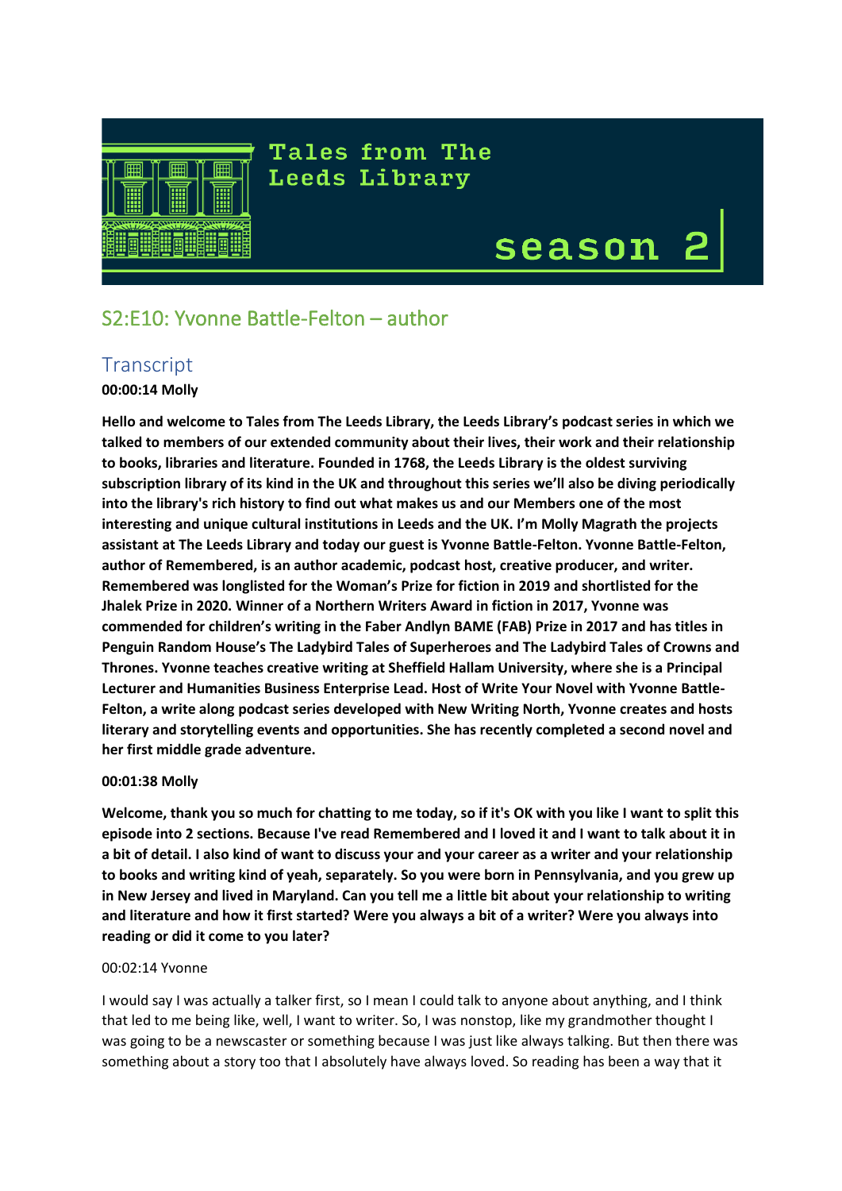# Tales from The Leeds Library

season 2

## S2:E10: Yvonne Battle-Felton – author

## Transcript

**00:00:14 Molly**

**Hello and welcome to Tales from The Leeds Library, the Leeds Library's podcast series in which we talked to members of our extended community about their lives, their work and their relationship to books, libraries and literature. Founded in 1768, the Leeds Library is the oldest surviving subscription library of its kind in the UK and throughout this series we'll also be diving periodically into the library's rich history to find out what makes us and our Members one of the most interesting and unique cultural institutions in Leeds and the UK. I'm Molly Magrath the projects assistant at The Leeds Library and today our guest is Yvonne Battle-Felton. Yvonne Battle-Felton, author of Remembered, is an author academic, podcast host, creative producer, and writer. Remembered was longlisted for the Woman's Prize for fiction in 2019 and shortlisted for the Jhalek Prize in 2020. Winner of a Northern Writers Award in fiction in 2017, Yvonne was commended for children's writing in the Faber Andlyn BAME (FAB) Prize in 2017 and has titles in Penguin Random House's The Ladybird Tales of Superheroes and The Ladybird Tales of Crowns and Thrones. Yvonne teaches creative writing at Sheffield Hallam University, where she is a Principal Lecturer and Humanities Business Enterprise Lead. Host of Write Your Novel with Yvonne Battle-Felton, a write along podcast series developed with New Writing North, Yvonne creates and hosts literary and storytelling events and opportunities. She has recently completed a second novel and her first middle grade adventure.**

**00:01:38 Molly**

**Welcome, thank you so much for chatting to me today, so if it's OK with you like I want to split this episode into 2 sections. Because I've read Remembered and I loved it and I want to talk about it in a bit of detail. I also kind of want to discuss your and your career as a writer and your relationship to books and writing kind of yeah, separately. So you were born in Pennsylvania, and you grew up in New Jersey and lived in Maryland. Can you tell me a little bit about your relationship to writing and literature and how it first started? Were you always a bit of a writer? Were you always into reading or did it come to you later?**

00:02:14 Yvonne

I would say I was actually a talker first, so I mean I could talk to anyone about anything, and I think that led to me being like, well, I want to writer. So, I was nonstop, like my grandmother thought I was going to be a newscaster or something because I was just like always talking. But then there was something about a story too that I absolutely have always loved. So reading has been a way that it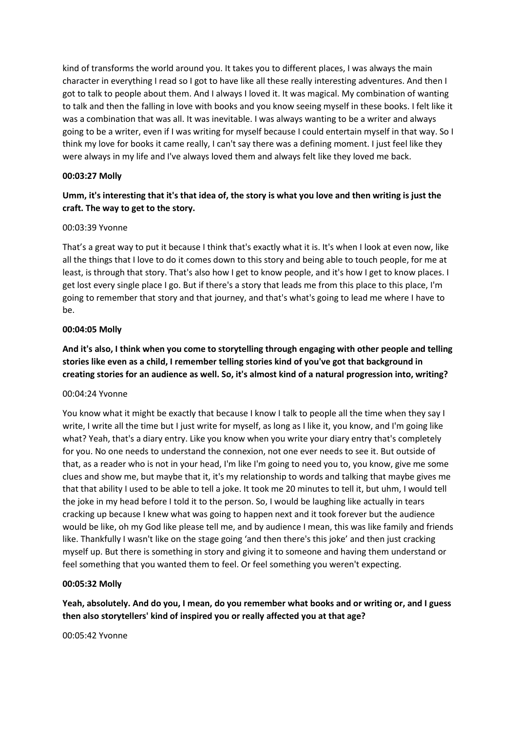kind of transforms the world around you. It takes you to different places, I was always the main character in everything I read so I got to have like all these really interesting adventures. And then I got to talk to people about them. And I always I loved it. It was magical. My combination of wanting to talk and then the falling in love with books and you know seeing myself in these books. I felt like it was a combination that was all. It was inevitable. I was always wanting to be a writer and always going to be a writer, even if I was writing for myself because I could entertain myself in that way. So I think my love for books it came really, I can't say there was a defining moment. I just feel like they were always in my life and I've always loved them and always felt like they loved me back.

**00:03:27 Molly**

**Umm, it's interesting that it's that idea of, the story is what you love and then writing is just the craft. The way to get to the story.**

00:03:39 Yvonne

That's a great way to put it because I think that's exactly what it is. It's when I look at even now, like all the things that I love to do it comes down to this story and being able to touch people, for me at least, is through that story. That's also how I get to know people, and it's how I get to know places. I get lost every single place I go. But if there's a story that leads me from this place to this place, I'm going to remember that story and that journey, and that's what's going to lead me where I have to be.

**00:04:05 Molly**

**And it's also, I think when you come to storytelling through engaging with other people and telling stories like even as a child, I remember telling stories kind of you've got that background in creating stories for an audience as well. So, it's almost kind of a natural progression into, writing?**

00:04:24 Yvonne

You know what it might be exactly that because I know I talk to people all the time when they say I write, I write all the time but I just write for myself, as long as I like it, you know, and I'm going like what? Yeah, that's a diary entry. Like you know when you write your diary entry that's completely for you. No one needs to understand the connexion, not one ever needs to see it. But outside of that, as a reader who is not in your head, I'm like I'm going to need you to, you know, give me some clues and show me, but maybe that it, it's my relationship to words and talking that maybe gives me that that ability I used to be able to tell a joke. It took me 20 minutes to tell it, but uhm, I would tell the joke in my head before I told it to the person. So, I would be laughing like actually in tears cracking up because I knew what was going to happen next and it took forever but the audience would be like, oh my God like please tell me, and by audience I mean, this was like family and friends like. Thankfully I wasn't like on the stage going 'and then there's this joke' and then just cracking myself up. But there is something in story and giving it to someone and having them understand or feel something that you wanted them to feel. Or feel something you weren't expecting.

**00:05:32 Molly**

**Yeah, absolutely. And do you, I mean, do you remember what books and or writing or, and I guess then also storytellers' kind of inspired you or really affected you at that age?**

00:05:42 Yvonne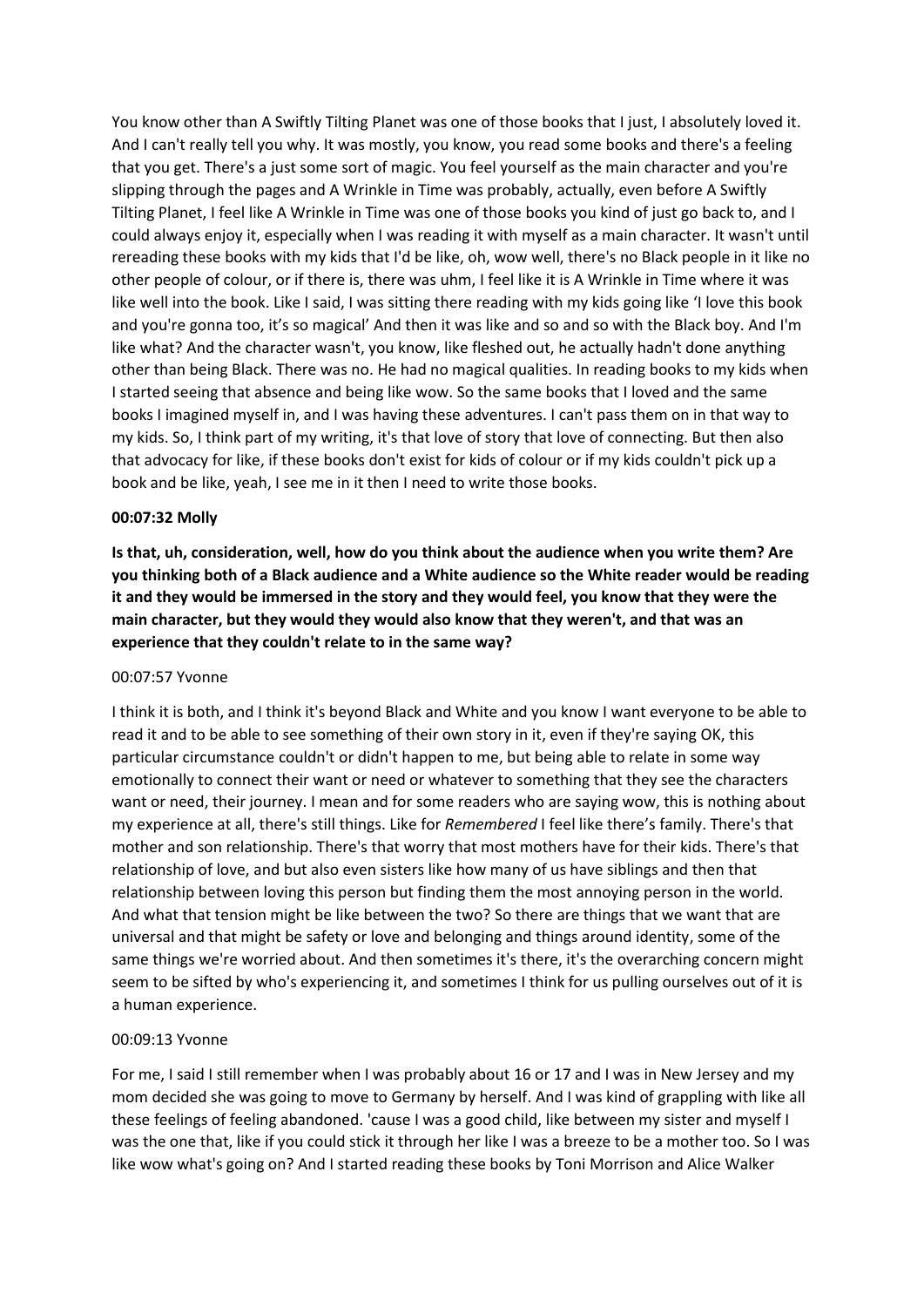You know other than A Swiftly Tilting Planet was one of those books that I just, I absolutely loved it. And I can't really tell you why. It was mostly, you know, you read some books and there's a feeling that you get. There's a just some sort of magic. You feel yourself as the main character and you're slipping through the pages and A Wrinkle in Time was probably, actually, even before A Swiftly Tilting Planet, I feel like A Wrinkle in Time was one of those books you kind of just go back to, and I could always enjoy it, especially when I was reading it with myself as a main character. It wasn't until rereading these books with my kids that I'd be like, oh, wow well, there's no Black people in it like no other people of colour, or if there is, there was uhm, I feel like it is A Wrinkle in Time where it was like well into the book. Like I said, I was sitting there reading with my kids going like 'I love this book and you're gonna too, it's so magical' And then it was like and so and so with the Black boy. And I'm like what? And the character wasn't, you know, like fleshed out, he actually hadn't done anything other than being Black. There was no. He had no magical qualities. In reading books to my kids when I started seeing that absence and being like wow. So the same books that I loved and the same books I imagined myself in, and I was having these adventures. I can't pass them on in that way to my kids. So, I think part of my writing, it's that love of story that love of connecting. But then also that advocacy for like, if these books don't exist for kids of colour or if my kids couldn't pick up a book and be like, yeah, I see me in it then I need to write those books.

**00:07:32 Molly**

**Is that, uh, consideration, well, how do you think about the audience when you write them? Are you thinking both of a Black audience and a White audience so the White reader would be reading it and they would be immersed in the story and they would feel, you know that they were the main character, but they would they would also know that they weren't, and that was an experience that they couldn't relate to in the same way?**

00:07:57 Yvonne

I think it is both, and I think it's beyond Black and White and you know I want everyone to be able to read it and to be able to see something of their own story in it, even if they're saying OK, this particular circumstance couldn't or didn't happen to me, but being able to relate in some way emotionally to connect their want or need or whatever to something that they see the characters want or need, their journey. I mean and for some readers who are saying wow, this is nothing about my experience at all, there's still things. Like for *Remembered* I feel like there's family. There's that mother and son relationship. There's that worry that most mothers have for their kids. There's that relationship of love, and but also even sisters like how many of us have siblings and then that relationship between loving this person but finding them the most annoying person in the world. And what that tension might be like between the two? So there are things that we want that are universal and that might be safety or love and belonging and things around identity, some of the same things we're worried about. And then sometimes it's there, it's the overarching concern might seem to be sifted by who's experiencing it, and sometimes I think for us pulling ourselves out of it is a human experience.

00:09:13 Yvonne

For me, I said I still remember when I was probably about 16 or 17 and I was in New Jersey and my mom decided she was going to move to Germany by herself. And I was kind of grappling with like all these feelings of feeling abandoned. 'cause I was a good child, like between my sister and myself I was the one that, like if you could stick it through her like I was a breeze to be a mother too. So I was like wow what's going on? And I started reading these books by Toni Morrison and Alice Walker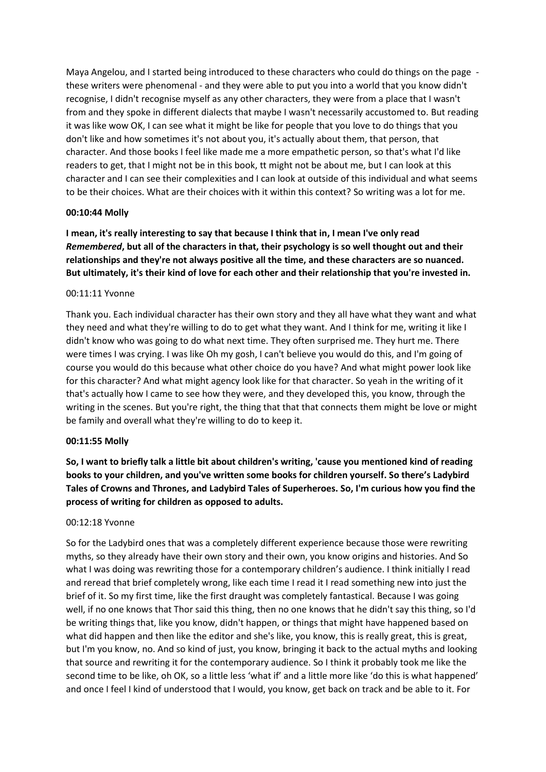Maya Angelou, and I started being introduced to these characters who could do things on the page - these writers were phenomenal - and they were able to put you into a world that you know didn't recognise, I didn't recognise myself as any other characters, they were from a place that I wasn't from and they spoke in different dialects that maybe I wasn't necessarily accustomed to. But reading it was like wow OK, I can see what it might be like for people that you love to do things that you don't like and how sometimes it's not about you, it's actually about them, that person, that character. And those books I feel like made me a more empathetic person, so that's what I'd like readers to get, that I might not be in this book, tt might not be about me, but I can look at this character and I can see their complexities and I can look at outside of this individual and what seems to be their choices. What are their choices with it within this context? So writing was a lot for me.

**00:10:44 Molly**

**I mean, it's really interesting to say that because I think that in, I mean I've only read *Remembered*, but all of the characters in that, their psychology is so well thought out and their relationships and they're not always positive all the time, and these characters are so nuanced. But ultimately, it's their kind of love for each other and their relationship that you're invested in.**

00:11:11 Yvonne

Thank you. Each individual character has their own story and they all have what they want and what they need and what they're willing to do to get what they want. And I think for me, writing it like I didn't know who was going to do what next time. They often surprised me. They hurt me. There were times I was crying. I was like Oh my gosh, I can't believe you would do this, and I'm going of course you would do this because what other choice do you have? And what might power look like for this character? And what might agency look like for that character. So yeah in the writing of it that's actually how I came to see how they were, and they developed this, you know, through the writing in the scenes. But you're right, the thing that that that connects them might be love or might be family and overall what they're willing to do to keep it.

**00:11:55 Molly**

**So, I want to briefly talk a little bit about children's writing, 'cause you mentioned kind of reading books to your children, and you've written some books for children yourself. So there's Ladybird Tales of Crowns and Thrones, and Ladybird Tales of Superheroes. So, I'm curious how you find the process of writing for children as opposed to adults.**

00:12:18 Yvonne

So for the Ladybird ones that was a completely different experience because those were rewriting myths, so they already have their own story and their own, you know origins and histories. And So what I was doing was rewriting those for a contemporary children's audience. I think initially I read and reread that brief completely wrong, like each time I read it I read something new into just the brief of it. So my first time, like the first draught was completely fantastical. Because I was going well, if no one knows that Thor said this thing, then no one knows that he didn't say this thing, so I'd be writing things that, like you know, didn't happen, or things that might have happened based on what did happen and then like the editor and she's like, you know, this is really great, this is great, but I'm you know, no. And so kind of just, you know, bringing it back to the actual myths and looking that source and rewriting it for the contemporary audience. So I think it probably took me like the second time to be like, oh OK, so a little less 'what if' and a little more like 'do this is what happened' and once I feel I kind of understood that I would, you know, get back on track and be able to it. For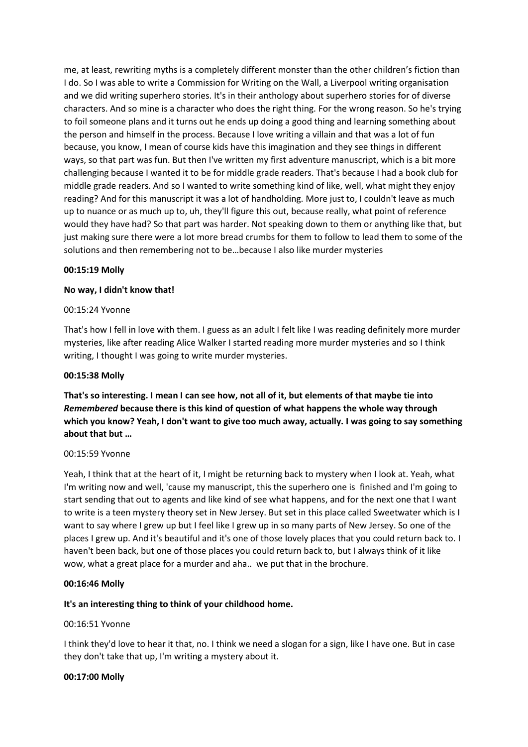me, at least, rewriting myths is a completely different monster than the other children's fiction than I do. So I was able to write a Commission for Writing on the Wall, a Liverpool writing organisation and we did writing superhero stories. It's in their anthology about superhero stories for of diverse characters. And so mine is a character who does the right thing. For the wrong reason. So he's trying to foil someone plans and it turns out he ends up doing a good thing and learning something about the person and himself in the process. Because I love writing a villain and that was a lot of fun because, you know, I mean of course kids have this imagination and they see things in different ways, so that part was fun. But then I've written my first adventure manuscript, which is a bit more challenging because I wanted it to be for middle grade readers. That's because I had a book club for middle grade readers. And so I wanted to write something kind of like, well, what might they enjoy reading? And for this manuscript it was a lot of handholding. More just to, I couldn't leave as much up to nuance or as much up to, uh, they'll figure this out, because really, what point of reference would they have had? So that part was harder. Not speaking down to them or anything like that, but just making sure there were a lot more bread crumbs for them to follow to lead them to some of the solutions and then remembering not to be…because I also like murder mysteries

**00:15:19 Molly**

**No way, I didn't know that!**

00:15:24 Yvonne

That's how I fell in love with them. I guess as an adult I felt like I was reading definitely more murder mysteries, like after reading Alice Walker I started reading more murder mysteries and so I think writing, I thought I was going to write murder mysteries.

**00:15:38 Molly**

**That's so interesting. I mean I can see how, not all of it, but elements of that maybe tie into *Remembered* because there is this kind of question of what happens the whole way through which you know? Yeah, I don't want to give too much away, actually. I was going to say something about that but …**

00:15:59 Yvonne

Yeah, I think that at the heart of it, I might be returning back to mystery when I look at. Yeah, what I'm writing now and well, 'cause my manuscript, this the superhero one is finished and I'm going to start sending that out to agents and like kind of see what happens, and for the next one that I want to write is a teen mystery theory set in New Jersey. But set in this place called Sweetwater which is I want to say where I grew up but I feel like I grew up in so many parts of New Jersey. So one of the places I grew up. And it's beautiful and it's one of those lovely places that you could return back to. I haven't been back, but one of those places you could return back to, but I always think of it like wow, what a great place for a murder and aha.. we put that in the brochure.

**00:16:46 Molly**

**It's an interesting thing to think of your childhood home.**

00:16:51 Yvonne

I think they'd love to hear it that, no. I think we need a slogan for a sign, like I have one. But in case they don't take that up, I'm writing a mystery about it.

**00:17:00 Molly**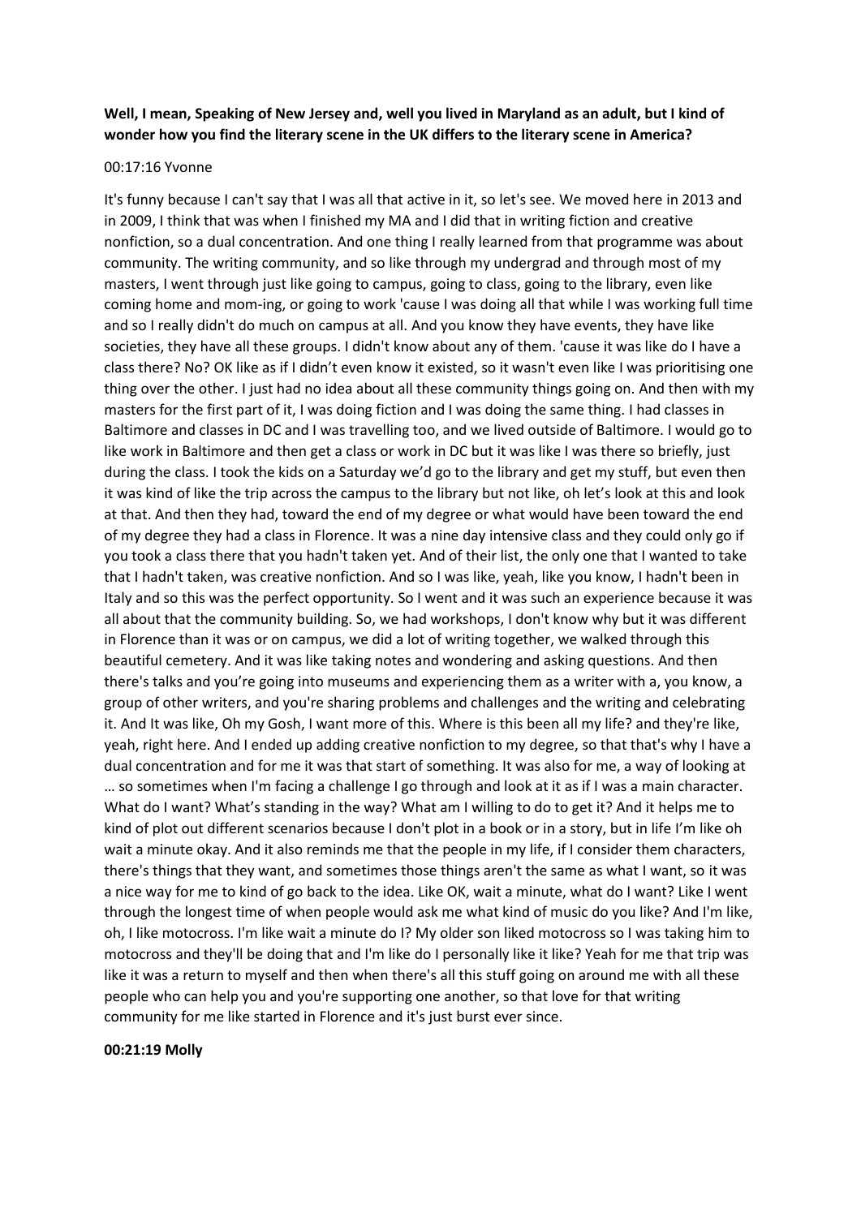**Well, I mean, Speaking of New Jersey and, well you lived in Maryland as an adult, but I kind of wonder how you find the literary scene in the UK differs to the literary scene in America?**

00:17:16 Yvonne

It's funny because I can't say that I was all that active in it, so let's see. We moved here in 2013 and in 2009, I think that was when I finished my MA and I did that in writing fiction and creative nonfiction, so a dual concentration. And one thing I really learned from that programme was about community. The writing community, and so like through my undergrad and through most of my masters, I went through just like going to campus, going to class, going to the library, even like coming home and mom-ing, or going to work 'cause I was doing all that while I was working full time and so I really didn't do much on campus at all. And you know they have events, they have like societies, they have all these groups. I didn't know about any of them. 'cause it was like do I have a class there? No? OK like as if I didn't even know it existed, so it wasn't even like I was prioritising one thing over the other. I just had no idea about all these community things going on. And then with my masters for the first part of it, I was doing fiction and I was doing the same thing. I had classes in Baltimore and classes in DC and I was travelling too, and we lived outside of Baltimore. I would go to like work in Baltimore and then get a class or work in DC but it was like I was there so briefly, just during the class. I took the kids on a Saturday we'd go to the library and get my stuff, but even then it was kind of like the trip across the campus to the library but not like, oh let's look at this and look at that. And then they had, toward the end of my degree or what would have been toward the end of my degree they had a class in Florence. It was a nine day intensive class and they could only go if you took a class there that you hadn't taken yet. And of their list, the only one that I wanted to take that I hadn't taken, was creative nonfiction. And so I was like, yeah, like you know, I hadn't been in Italy and so this was the perfect opportunity. So I went and it was such an experience because it was all about that the community building. So, we had workshops, I don't know why but it was different in Florence than it was or on campus, we did a lot of writing together, we walked through this beautiful cemetery. And it was like taking notes and wondering and asking questions. And then there's talks and you're going into museums and experiencing them as a writer with a, you know, a group of other writers, and you're sharing problems and challenges and the writing and celebrating it. And It was like, Oh my Gosh, I want more of this. Where is this been all my life? and they're like, yeah, right here. And I ended up adding creative nonfiction to my degree, so that that's why I have a dual concentration and for me it was that start of something. It was also for me, a way of looking at … so sometimes when I'm facing a challenge I go through and look at it as if I was a main character. What do I want? What's standing in the way? What am I willing to do to get it? And it helps me to kind of plot out different scenarios because I don't plot in a book or in a story, but in life I'm like oh wait a minute okay. And it also reminds me that the people in my life, if I consider them characters, there's things that they want, and sometimes those things aren't the same as what I want, so it was a nice way for me to kind of go back to the idea. Like OK, wait a minute, what do I want? Like I went through the longest time of when people would ask me what kind of music do you like? And I'm like, oh, I like motocross. I'm like wait a minute do I? My older son liked motocross so I was taking him to motocross and they'll be doing that and I'm like do I personally like it like? Yeah for me that trip was like it was a return to myself and then when there's all this stuff going on around me with all these people who can help you and you're supporting one another, so that love for that writing community for me like started in Florence and it's just burst ever since.

**00:21:19 Molly**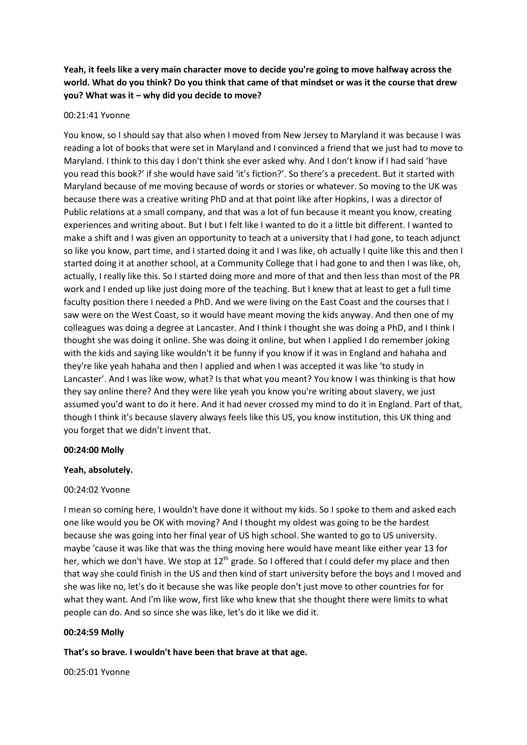**Yeah, it feels like a very main character move to decide you're going to move halfway across the world. What do you think? Do you think that came of that mindset or was it the course that drew you? What was it – why did you decide to move?**

00:21:41 Yvonne

You know, so I should say that also when I moved from New Jersey to Maryland it was because I was reading a lot of books that were set in Maryland and I convinced a friend that we just had to move to Maryland. I think to this day I don't think she ever asked why. And I don't know if I had said 'have you read this book?' if she would have said 'it's fiction?'. So there's a precedent. But it started with Maryland because of me moving because of words or stories or whatever. So moving to the UK was because there was a creative writing PhD and at that point like after Hopkins, I was a director of Public relations at a small company, and that was a lot of fun because it meant you know, creating experiences and writing about. But I but I felt like I wanted to do it a little bit different. I wanted to make a shift and I was given an opportunity to teach at a university that I had gone, to teach adjunct so like you know, part time, and I started doing it and I was like, oh actually I quite like this and then I started doing it at another school, at a Community College that I had gone to and then I was like, oh, actually, I really like this. So I started doing more and more of that and then less than most of the PR work and I ended up like just doing more of the teaching. But I knew that at least to get a full time faculty position there I needed a PhD. And we were living on the East Coast and the courses that I saw were on the West Coast, so it would have meant moving the kids anyway. And then one of my colleagues was doing a degree at Lancaster. And I think I thought she was doing a PhD, and I think I thought she was doing it online. She was doing it online, but when I applied I do remember joking with the kids and saying like wouldn't it be funny if you know if it was in England and hahaha and they're like yeah hahaha and then I applied and when I was accepted it was like 'to study in Lancaster'. And I was like wow, what? Is that what you meant? You know I was thinking is that how they say online there? And they were like yeah you know you're writing about slavery, we just assumed you'd want to do it here. And it had never crossed my mind to do it in England. Part of that, though I think it's because slavery always feels like this US, you know institution, this UK thing and you forget that we didn't invent that.

**00:24:00 Molly**

**Yeah, absolutely.**

00:24:02 Yvonne

I mean so coming here, I wouldn't have done it without my kids. So I spoke to them and asked each one like would you be OK with moving? And I thought my oldest was going to be the hardest because she was going into her final year of US high school. She wanted to go to US university. maybe 'cause it was like that was the thing moving here would have meant like either year 13 for her, which we don't have. We stop at 12th grade. So I offered that I could defer my place and then that way she could finish in the US and then kind of start university before the boys and I moved and she was like no, let's do it because she was like people don't just move to other countries for for what they want. And I'm like wow, first like who knew that she thought there were limits to what people can do. And so since she was like, let's do it like we did it.

**00:24:59 Molly**

**That's so brave. I wouldn't have been that brave at that age.**

00:25:01 Yvonne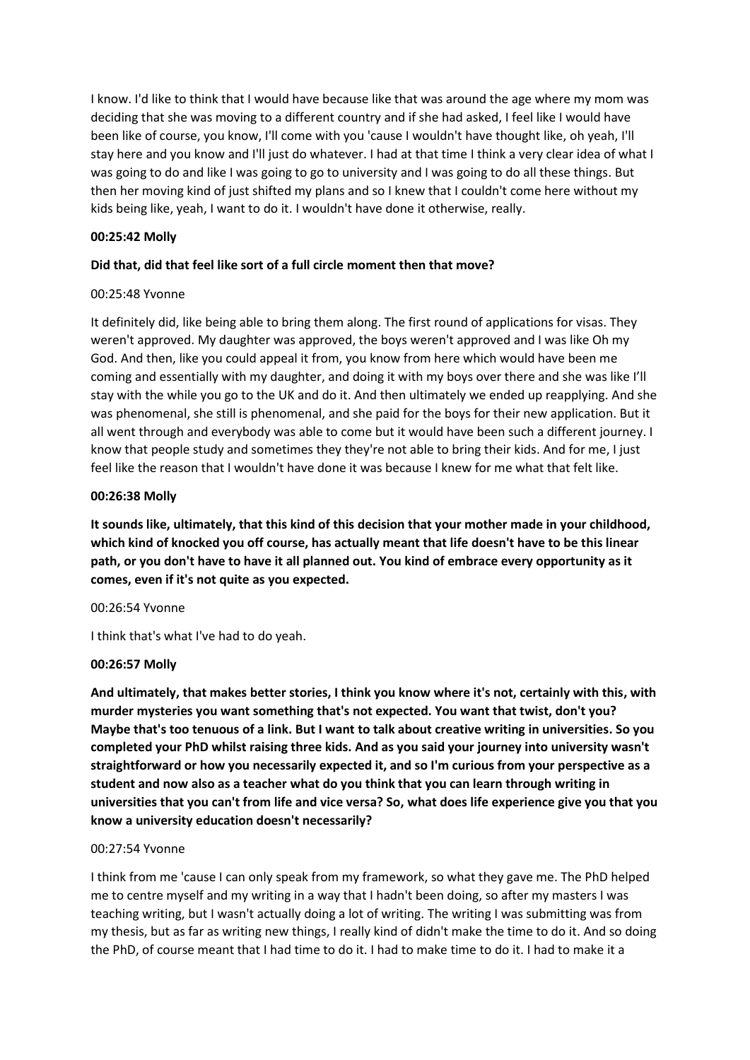I know. I'd like to think that I would have because like that was around the age where my mom was deciding that she was moving to a different country and if she had asked, I feel like I would have been like of course, you know, I'll come with you 'cause I wouldn't have thought like, oh yeah, I'll stay here and you know and I'll just do whatever. I had at that time I think a very clear idea of what I was going to do and like I was going to go to university and I was going to do all these things. But then her moving kind of just shifted my plans and so I knew that I couldn't come here without my kids being like, yeah, I want to do it. I wouldn't have done it otherwise, really.

**00:25:42 Molly**

**Did that, did that feel like sort of a full circle moment then that move?**

00:25:48 Yvonne

It definitely did, like being able to bring them along. The first round of applications for visas. They weren't approved. My daughter was approved, the boys weren't approved and I was like Oh my God. And then, like you could appeal it from, you know from here which would have been me coming and essentially with my daughter, and doing it with my boys over there and she was like I'll stay with the while you go to the UK and do it. And then ultimately we ended up reapplying. And she was phenomenal, she still is phenomenal, and she paid for the boys for their new application. But it all went through and everybody was able to come but it would have been such a different journey. I know that people study and sometimes they they're not able to bring their kids. And for me, I just feel like the reason that I wouldn't have done it was because I knew for me what that felt like.

**00:26:38 Molly**

**It sounds like, ultimately, that this kind of this decision that your mother made in your childhood, which kind of knocked you off course, has actually meant that life doesn't have to be this linear path, or you don't have to have it all planned out. You kind of embrace every opportunity as it comes, even if it's not quite as you expected.**

00:26:54 Yvonne

I think that's what I've had to do yeah.

**00:26:57 Molly**

**And ultimately, that makes better stories, I think you know where it's not, certainly with this, with murder mysteries you want something that's not expected. You want that twist, don't you? Maybe that's too tenuous of a link. But I want to talk about creative writing in universities. So you completed your PhD whilst raising three kids. And as you said your journey into university wasn't straightforward or how you necessarily expected it, and so I'm curious from your perspective as a student and now also as a teacher what do you think that you can learn through writing in universities that you can't from life and vice versa? So, what does life experience give you that you know a university education doesn't necessarily?**

00:27:54 Yvonne

I think from me 'cause I can only speak from my framework, so what they gave me. The PhD helped me to centre myself and my writing in a way that I hadn't been doing, so after my masters I was teaching writing, but I wasn't actually doing a lot of writing. The writing I was submitting was from my thesis, but as far as writing new things, I really kind of didn't make the time to do it. And so doing the PhD, of course meant that I had time to do it. I had to make time to do it. I had to make it a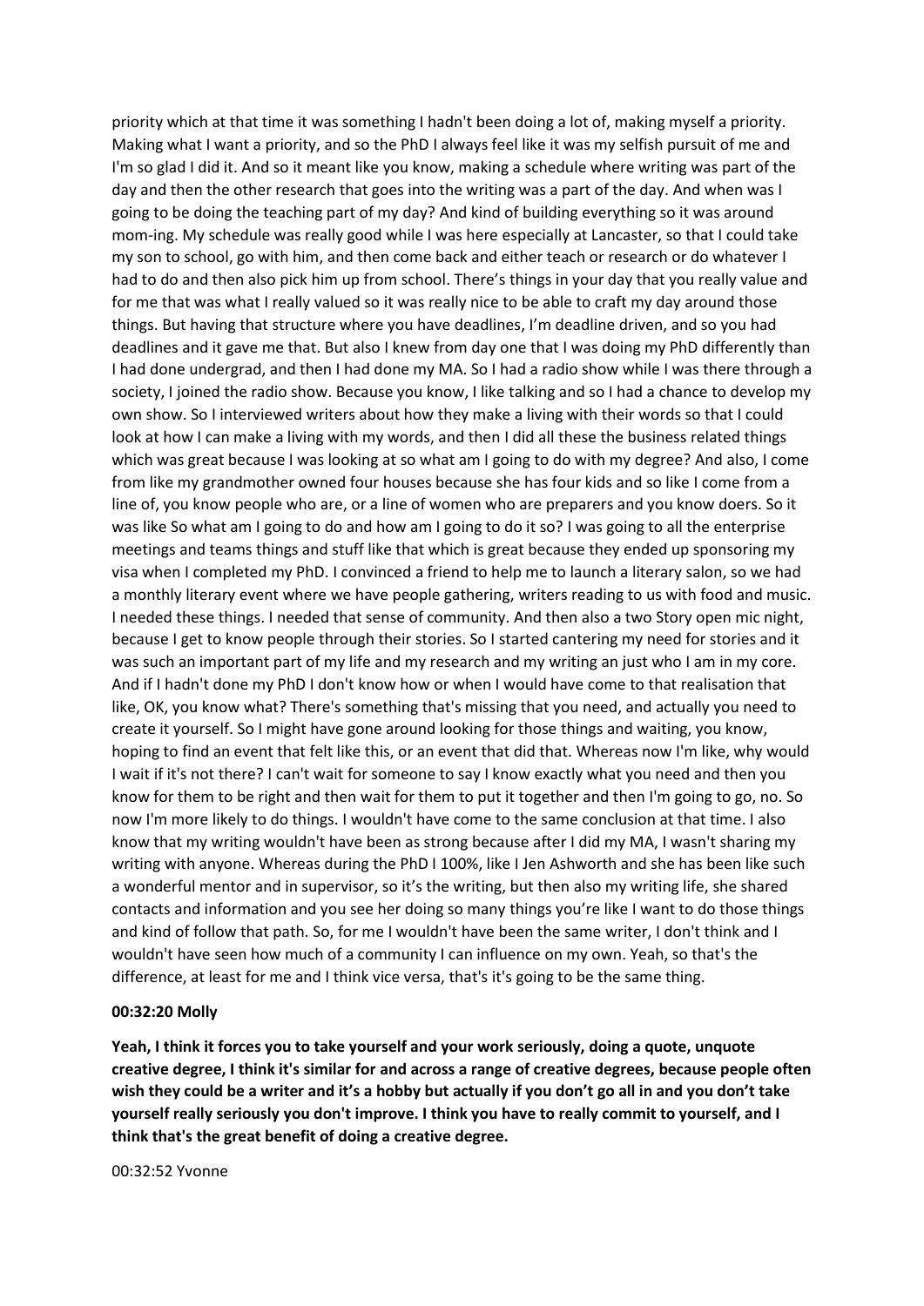priority which at that time it was something I hadn't been doing a lot of, making myself a priority. Making what I want a priority, and so the PhD I always feel like it was my selfish pursuit of me and I'm so glad I did it. And so it meant like you know, making a schedule where writing was part of the day and then the other research that goes into the writing was a part of the day. And when was I going to be doing the teaching part of my day? And kind of building everything so it was around mom-ing. My schedule was really good while I was here especially at Lancaster, so that I could take my son to school, go with him, and then come back and either teach or research or do whatever I had to do and then also pick him up from school. There's things in your day that you really value and for me that was what I really valued so it was really nice to be able to craft my day around those things. But having that structure where you have deadlines, I'm deadline driven, and so you had deadlines and it gave me that. But also I knew from day one that I was doing my PhD differently than I had done undergrad, and then I had done my MA. So I had a radio show while I was there through a society, I joined the radio show. Because you know, I like talking and so I had a chance to develop my own show. So I interviewed writers about how they make a living with their words so that I could look at how I can make a living with my words, and then I did all these the business related things which was great because I was looking at so what am I going to do with my degree? And also, I come from like my grandmother owned four houses because she has four kids and so like I come from a line of, you know people who are, or a line of women who are preparers and you know doers. So it was like So what am I going to do and how am I going to do it so? I was going to all the enterprise meetings and teams things and stuff like that which is great because they ended up sponsoring my visa when I completed my PhD. I convinced a friend to help me to launch a literary salon, so we had a monthly literary event where we have people gathering, writers reading to us with food and music. I needed these things. I needed that sense of community. And then also a two Story open mic night, because I get to know people through their stories. So I started cantering my need for stories and it was such an important part of my life and my research and my writing an just who I am in my core. And if I hadn't done my PhD I don't know how or when I would have come to that realisation that like, OK, you know what? There's something that's missing that you need, and actually you need to create it yourself. So I might have gone around looking for those things and waiting, you know, hoping to find an event that felt like this, or an event that did that. Whereas now I'm like, why would I wait if it's not there? I can't wait for someone to say I know exactly what you need and then you know for them to be right and then wait for them to put it together and then I'm going to go, no. So now I'm more likely to do things. I wouldn't have come to the same conclusion at that time. I also know that my writing wouldn't have been as strong because after I did my MA, I wasn't sharing my writing with anyone. Whereas during the PhD I 100%, like I Jen Ashworth and she has been like such a wonderful mentor and in supervisor, so it's the writing, but then also my writing life, she shared contacts and information and you see her doing so many things you're like I want to do those things and kind of follow that path. So, for me I wouldn't have been the same writer, I don't think and I wouldn't have seen how much of a community I can influence on my own. Yeah, so that's the difference, at least for me and I think vice versa, that's it's going to be the same thing.

**00:32:20 Molly**

**Yeah, I think it forces you to take yourself and your work seriously, doing a quote, unquote creative degree, I think it's similar for and across a range of creative degrees, because people often wish they could be a writer and it's a hobby but actually if you don't go all in and you don't take yourself really seriously you don't improve. I think you have to really commit to yourself, and I think that's the great benefit of doing a creative degree.**

00:32:52 Yvonne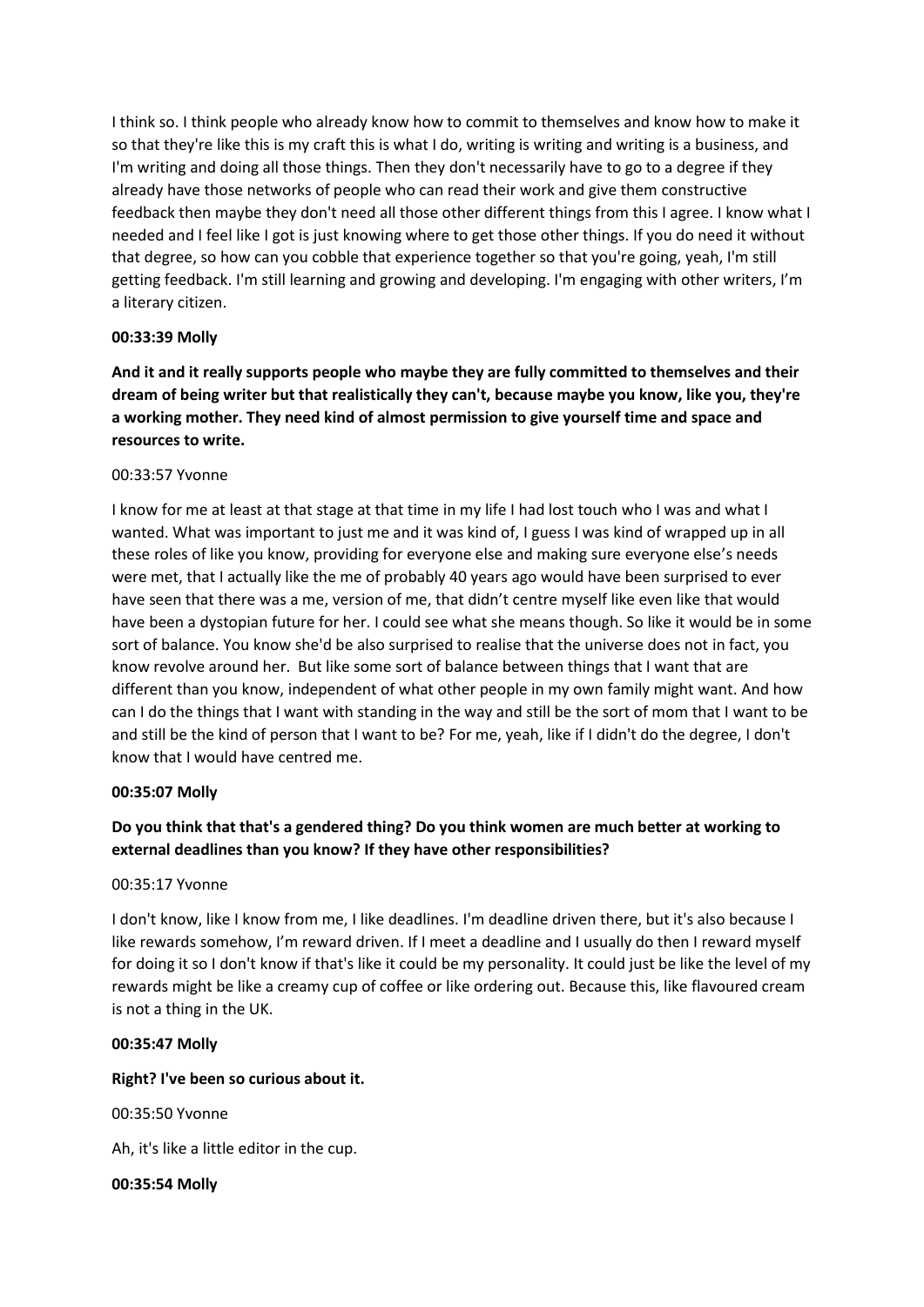I think so. I think people who already know how to commit to themselves and know how to make it so that they're like this is my craft this is what I do, writing is writing and writing is a business, and I'm writing and doing all those things. Then they don't necessarily have to go to a degree if they already have those networks of people who can read their work and give them constructive feedback then maybe they don't need all those other different things from this I agree. I know what I needed and I feel like I got is just knowing where to get those other things. If you do need it without that degree, so how can you cobble that experience together so that you're going, yeah, I'm still getting feedback. I'm still learning and growing and developing. I'm engaging with other writers, I'm a literary citizen.

**00:33:39 Molly**

**And it and it really supports people who maybe they are fully committed to themselves and their dream of being writer but that realistically they can't, because maybe you know, like you, they're a working mother. They need kind of almost permission to give yourself time and space and resources to write.**

00:33:57 Yvonne

I know for me at least at that stage at that time in my life I had lost touch who I was and what I wanted. What was important to just me and it was kind of, I guess I was kind of wrapped up in all these roles of like you know, providing for everyone else and making sure everyone else's needs were met, that I actually like the me of probably 40 years ago would have been surprised to ever have seen that there was a me, version of me, that didn't centre myself like even like that would have been a dystopian future for her. I could see what she means though. So like it would be in some sort of balance. You know she'd be also surprised to realise that the universe does not in fact, you know revolve around her. But like some sort of balance between things that I want that are different than you know, independent of what other people in my own family might want. And how can I do the things that I want with standing in the way and still be the sort of mom that I want to be and still be the kind of person that I want to be? For me, yeah, like if I didn't do the degree, I don't know that I would have centred me.

**00:35:07 Molly**

**Do you think that that's a gendered thing? Do you think women are much better at working to external deadlines than you know? If they have other responsibilities?**

00:35:17 Yvonne

I don't know, like I know from me, I like deadlines. I'm deadline driven there, but it's also because I like rewards somehow, I'm reward driven. If I meet a deadline and I usually do then I reward myself for doing it so I don't know if that's like it could be my personality. It could just be like the level of my rewards might be like a creamy cup of coffee or like ordering out. Because this, like flavoured cream is not a thing in the UK.

**00:35:47 Molly**

**Right? I've been so curious about it.**

00:35:50 Yvonne

Ah, it's like a little editor in the cup.

**00:35:54 Molly**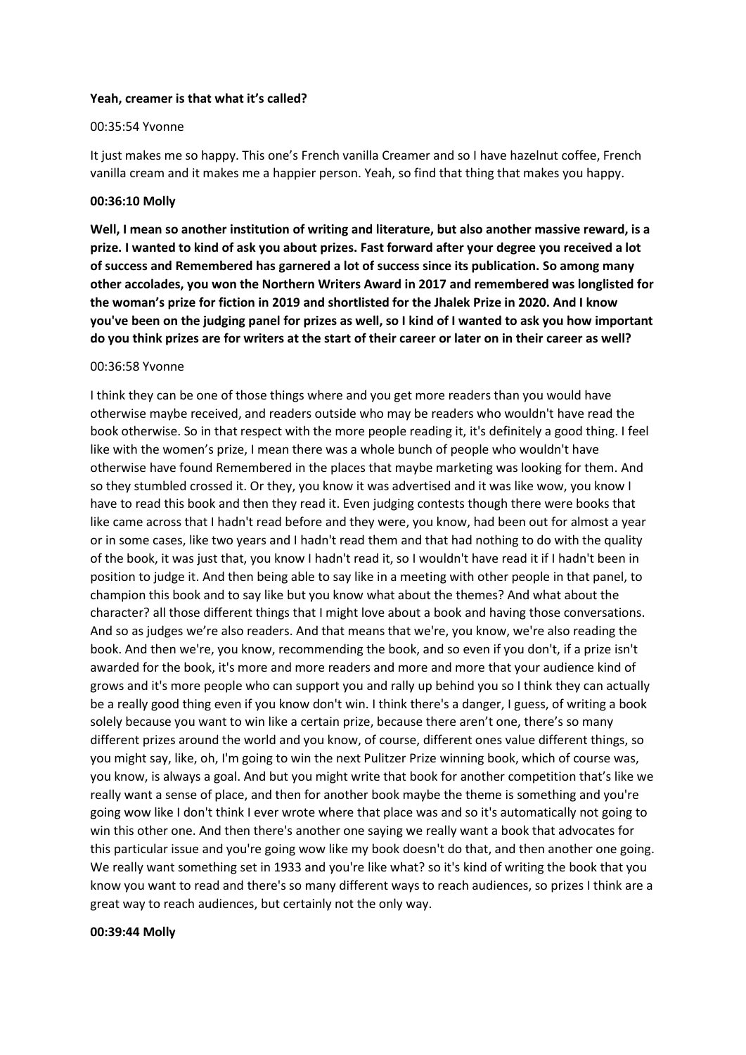**Yeah, creamer is that what it's called?**

00:35:54 Yvonne

It just makes me so happy. This one's French vanilla Creamer and so I have hazelnut coffee, French vanilla cream and it makes me a happier person. Yeah, so find that thing that makes you happy.

**00:36:10 Molly**

**Well, I mean so another institution of writing and literature, but also another massive reward, is a prize. I wanted to kind of ask you about prizes. Fast forward after your degree you received a lot of success and Remembered has garnered a lot of success since its publication. So among many other accolades, you won the Northern Writers Award in 2017 and remembered was longlisted for the woman's prize for fiction in 2019 and shortlisted for the Jhalek Prize in 2020. And I know you've been on the judging panel for prizes as well, so I kind of I wanted to ask you how important do you think prizes are for writers at the start of their career or later on in their career as well?**

00:36:58 Yvonne

I think they can be one of those things where and you get more readers than you would have otherwise maybe received, and readers outside who may be readers who wouldn't have read the book otherwise. So in that respect with the more people reading it, it's definitely a good thing. I feel like with the women's prize, I mean there was a whole bunch of people who wouldn't have otherwise have found Remembered in the places that maybe marketing was looking for them. And so they stumbled crossed it. Or they, you know it was advertised and it was like wow, you know I have to read this book and then they read it. Even judging contests though there were books that like came across that I hadn't read before and they were, you know, had been out for almost a year or in some cases, like two years and I hadn't read them and that had nothing to do with the quality of the book, it was just that, you know I hadn't read it, so I wouldn't have read it if I hadn't been in position to judge it. And then being able to say like in a meeting with other people in that panel, to champion this book and to say like but you know what about the themes? And what about the character? all those different things that I might love about a book and having those conversations. And so as judges we're also readers. And that means that we're, you know, we're also reading the book. And then we're, you know, recommending the book, and so even if you don't, if a prize isn't awarded for the book, it's more and more readers and more and more that your audience kind of grows and it's more people who can support you and rally up behind you so I think they can actually be a really good thing even if you know don't win. I think there's a danger, I guess, of writing a book solely because you want to win like a certain prize, because there aren't one, there's so many different prizes around the world and you know, of course, different ones value different things, so you might say, like, oh, I'm going to win the next Pulitzer Prize winning book, which of course was, you know, is always a goal. And but you might write that book for another competition that's like we really want a sense of place, and then for another book maybe the theme is something and you're going wow like I don't think I ever wrote where that place was and so it's automatically not going to win this other one. And then there's another one saying we really want a book that advocates for this particular issue and you're going wow like my book doesn't do that, and then another one going. We really want something set in 1933 and you're like what? so it's kind of writing the book that you know you want to read and there's so many different ways to reach audiences, so prizes I think are a great way to reach audiences, but certainly not the only way.

**00:39:44 Molly**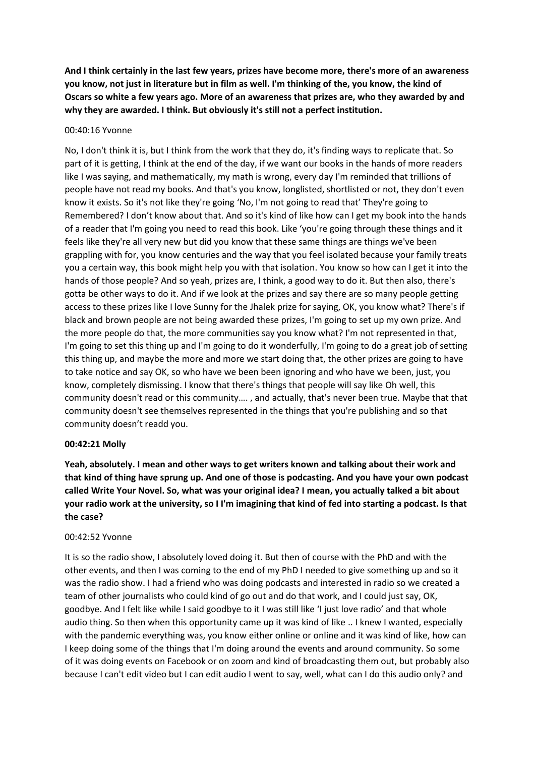**And I think certainly in the last few years, prizes have become more, there's more of an awareness you know, not just in literature but in film as well. I'm thinking of the, you know, the kind of Oscars so white a few years ago. More of an awareness that prizes are, who they awarded by and why they are awarded. I think. But obviously it's still not a perfect institution.**

00:40:16 Yvonne

No, I don't think it is, but I think from the work that they do, it's finding ways to replicate that. So part of it is getting, I think at the end of the day, if we want our books in the hands of more readers like I was saying, and mathematically, my math is wrong, every day I'm reminded that trillions of people have not read my books. And that's you know, longlisted, shortlisted or not, they don't even know it exists. So it's not like they're going 'No, I'm not going to read that' They're going to Remembered? I don't know about that. And so it's kind of like how can I get my book into the hands of a reader that I'm going you need to read this book. Like 'you're going through these things and it feels like they're all very new but did you know that these same things are things we've been grappling with for, you know centuries and the way that you feel isolated because your family treats you a certain way, this book might help you with that isolation. You know so how can I get it into the hands of those people? And so yeah, prizes are, I think, a good way to do it. But then also, there's gotta be other ways to do it. And if we look at the prizes and say there are so many people getting access to these prizes like I love Sunny for the Jhalek prize for saying, OK, you know what? There's if black and brown people are not being awarded these prizes, I'm going to set up my own prize. And the more people do that, the more communities say you know what? I'm not represented in that, I'm going to set this thing up and I'm going to do it wonderfully, I'm going to do a great job of setting this thing up, and maybe the more and more we start doing that, the other prizes are going to have to take notice and say OK, so who have we been been ignoring and who have we been, just, you know, completely dismissing. I know that there's things that people will say like Oh well, this community doesn't read or this community…. , and actually, that's never been true. Maybe that that community doesn't see themselves represented in the things that you're publishing and so that community doesn't readd you.

**00:42:21 Molly**

**Yeah, absolutely. I mean and other ways to get writers known and talking about their work and that kind of thing have sprung up. And one of those is podcasting. And you have your own podcast called Write Your Novel. So, what was your original idea? I mean, you actually talked a bit about your radio work at the university, so I I'm imagining that kind of fed into starting a podcast. Is that the case?**

00:42:52 Yvonne

It is so the radio show, I absolutely loved doing it. But then of course with the PhD and with the other events, and then I was coming to the end of my PhD I needed to give something up and so it was the radio show. I had a friend who was doing podcasts and interested in radio so we created a team of other journalists who could kind of go out and do that work, and I could just say, OK, goodbye. And I felt like while I said goodbye to it I was still like 'I just love radio' and that whole audio thing. So then when this opportunity came up it was kind of like .. I knew I wanted, especially with the pandemic everything was, you know either online or online and it was kind of like, how can I keep doing some of the things that I'm doing around the events and around community. So some of it was doing events on Facebook or on zoom and kind of broadcasting them out, but probably also because I can't edit video but I can edit audio I went to say, well, what can I do this audio only? and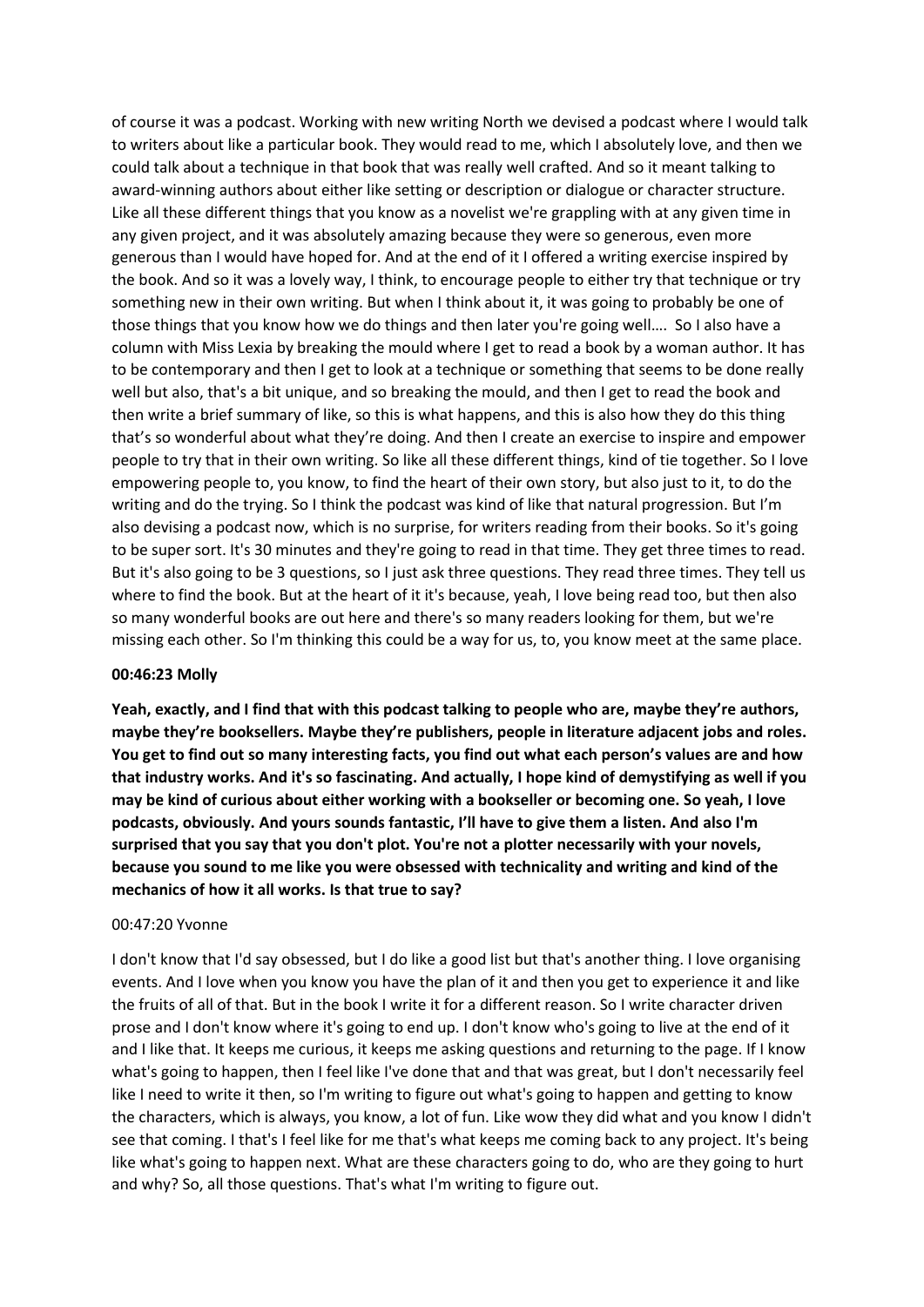of course it was a podcast. Working with new writing North we devised a podcast where I would talk to writers about like a particular book. They would read to me, which I absolutely love, and then we could talk about a technique in that book that was really well crafted. And so it meant talking to award-winning authors about either like setting or description or dialogue or character structure. Like all these different things that you know as a novelist we're grappling with at any given time in any given project, and it was absolutely amazing because they were so generous, even more generous than I would have hoped for. And at the end of it I offered a writing exercise inspired by the book. And so it was a lovely way, I think, to encourage people to either try that technique or try something new in their own writing. But when I think about it, it was going to probably be one of those things that you know how we do things and then later you're going well…. So I also have a column with Miss Lexia by breaking the mould where I get to read a book by a woman author. It has to be contemporary and then I get to look at a technique or something that seems to be done really well but also, that's a bit unique, and so breaking the mould, and then I get to read the book and then write a brief summary of like, so this is what happens, and this is also how they do this thing that's so wonderful about what they're doing. And then I create an exercise to inspire and empower people to try that in their own writing. So like all these different things, kind of tie together. So I love empowering people to, you know, to find the heart of their own story, but also just to it, to do the writing and do the trying. So I think the podcast was kind of like that natural progression. But I'm also devising a podcast now, which is no surprise, for writers reading from their books. So it's going to be super sort. It's 30 minutes and they're going to read in that time. They get three times to read. But it's also going to be 3 questions, so I just ask three questions. They read three times. They tell us where to find the book. But at the heart of it it's because, yeah, I love being read too, but then also so many wonderful books are out here and there's so many readers looking for them, but we're missing each other. So I'm thinking this could be a way for us, to, you know meet at the same place.

**00:46:23 Molly**

**Yeah, exactly, and I find that with this podcast talking to people who are, maybe they're authors, maybe they're booksellers. Maybe they're publishers, people in literature adjacent jobs and roles. You get to find out so many interesting facts, you find out what each person's values are and how that industry works. And it's so fascinating. And actually, I hope kind of demystifying as well if you may be kind of curious about either working with a bookseller or becoming one. So yeah, I love podcasts, obviously. And yours sounds fantastic, I'll have to give them a listen. And also I'm surprised that you say that you don't plot. You're not a plotter necessarily with your novels, because you sound to me like you were obsessed with technicality and writing and kind of the mechanics of how it all works. Is that true to say?**

00:47:20 Yvonne

I don't know that I'd say obsessed, but I do like a good list but that's another thing. I love organising events. And I love when you know you have the plan of it and then you get to experience it and like the fruits of all of that. But in the book I write it for a different reason. So I write character driven prose and I don't know where it's going to end up. I don't know who's going to live at the end of it and I like that. It keeps me curious, it keeps me asking questions and returning to the page. If I know what's going to happen, then I feel like I've done that and that was great, but I don't necessarily feel like I need to write it then, so I'm writing to figure out what's going to happen and getting to know the characters, which is always, you know, a lot of fun. Like wow they did what and you know I didn't see that coming. I that's I feel like for me that's what keeps me coming back to any project. It's being like what's going to happen next. What are these characters going to do, who are they going to hurt and why? So, all those questions. That's what I'm writing to figure out.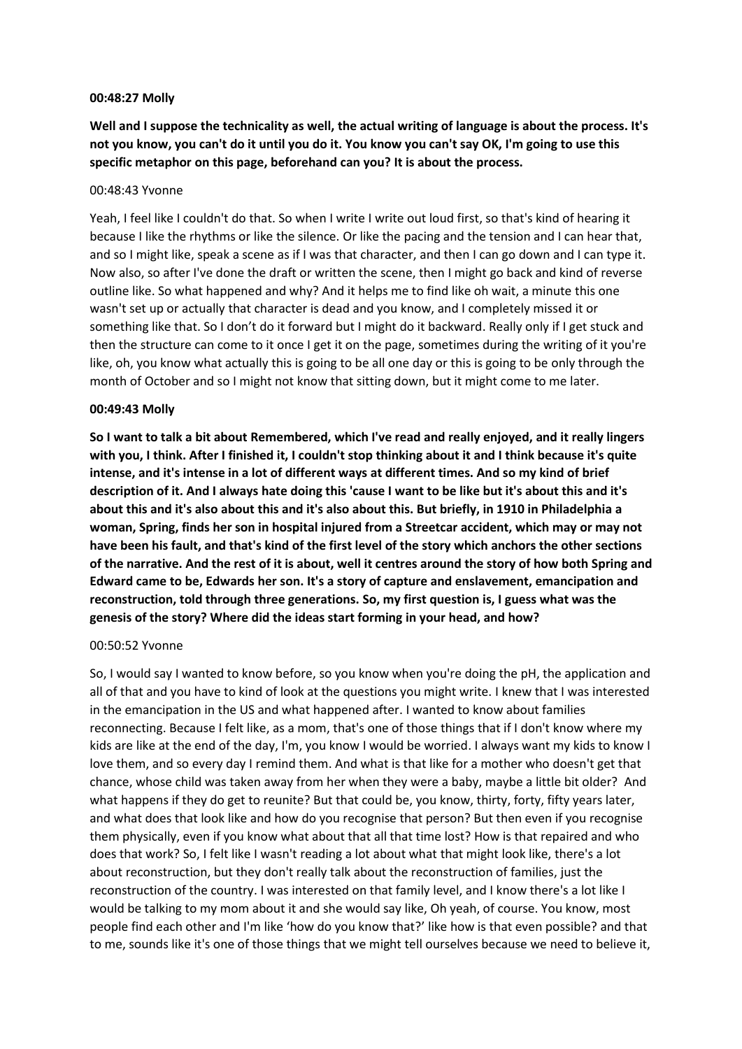**00:48:27 Molly**

**Well and I suppose the technicality as well, the actual writing of language is about the process. It's not you know, you can't do it until you do it. You know you can't say OK, I'm going to use this specific metaphor on this page, beforehand can you? It is about the process.**

00:48:43 Yvonne

Yeah, I feel like I couldn't do that. So when I write I write out loud first, so that's kind of hearing it because I like the rhythms or like the silence. Or like the pacing and the tension and I can hear that, and so I might like, speak a scene as if I was that character, and then I can go down and I can type it. Now also, so after I've done the draft or written the scene, then I might go back and kind of reverse outline like. So what happened and why? And it helps me to find like oh wait, a minute this one wasn't set up or actually that character is dead and you know, and I completely missed it or something like that. So I don't do it forward but I might do it backward. Really only if I get stuck and then the structure can come to it once I get it on the page, sometimes during the writing of it you're like, oh, you know what actually this is going to be all one day or this is going to be only through the month of October and so I might not know that sitting down, but it might come to me later.

**00:49:43 Molly**

**So I want to talk a bit about Remembered, which I've read and really enjoyed, and it really lingers with you, I think. After I finished it, I couldn't stop thinking about it and I think because it's quite intense, and it's intense in a lot of different ways at different times. And so my kind of brief description of it. And I always hate doing this 'cause I want to be like but it's about this and it's about this and it's also about this and it's also about this. But briefly, in 1910 in Philadelphia a woman, Spring, finds her son in hospital injured from a Streetcar accident, which may or may not have been his fault, and that's kind of the first level of the story which anchors the other sections of the narrative. And the rest of it is about, well it centres around the story of how both Spring and Edward came to be, Edwards her son. It's a story of capture and enslavement, emancipation and reconstruction, told through three generations. So, my first question is, I guess what was the genesis of the story? Where did the ideas start forming in your head, and how?**

00:50:52 Yvonne

So, I would say I wanted to know before, so you know when you're doing the pH, the application and all of that and you have to kind of look at the questions you might write. I knew that I was interested in the emancipation in the US and what happened after. I wanted to know about families reconnecting. Because I felt like, as a mom, that's one of those things that if I don't know where my kids are like at the end of the day, I'm, you know I would be worried. I always want my kids to know I love them, and so every day I remind them. And what is that like for a mother who doesn't get that chance, whose child was taken away from her when they were a baby, maybe a little bit older? And what happens if they do get to reunite? But that could be, you know, thirty, forty, fifty years later, and what does that look like and how do you recognise that person? But then even if you recognise them physically, even if you know what about that all that time lost? How is that repaired and who does that work? So, I felt like I wasn't reading a lot about what that might look like, there's a lot about reconstruction, but they don't really talk about the reconstruction of families, just the reconstruction of the country. I was interested on that family level, and I know there's a lot like I would be talking to my mom about it and she would say like, Oh yeah, of course. You know, most people find each other and I'm like 'how do you know that?' like how is that even possible? and that to me, sounds like it's one of those things that we might tell ourselves because we need to believe it,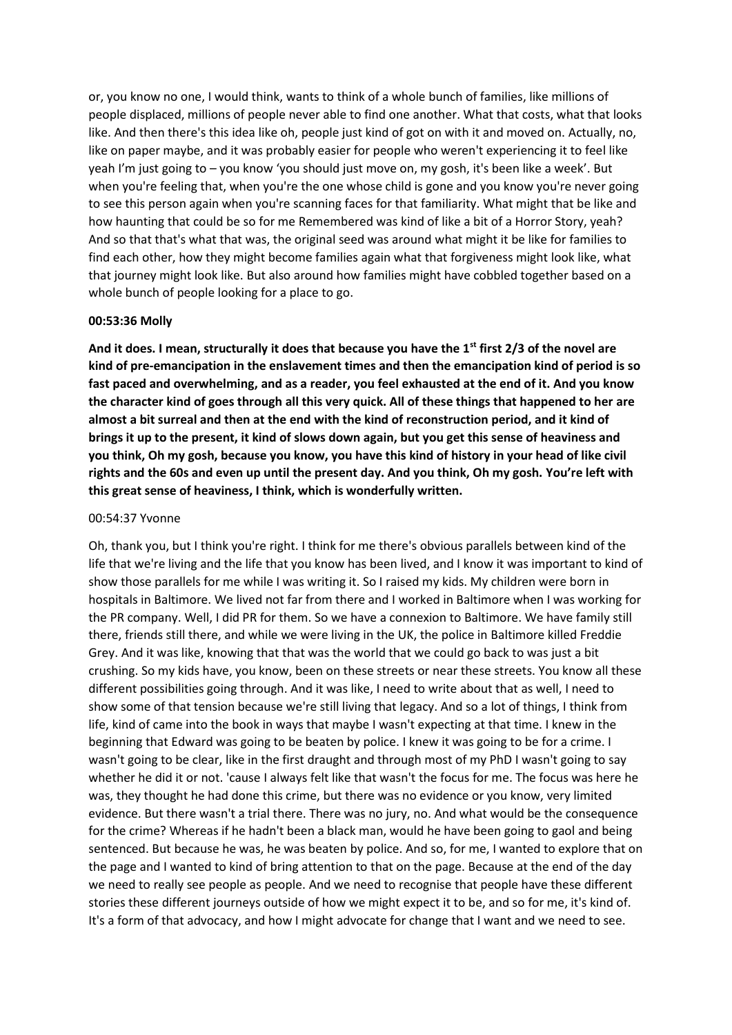or, you know no one, I would think, wants to think of a whole bunch of families, like millions of people displaced, millions of people never able to find one another. What that costs, what that looks like. And then there's this idea like oh, people just kind of got on with it and moved on. Actually, no, like on paper maybe, and it was probably easier for people who weren't experiencing it to feel like yeah I'm just going to – you know 'you should just move on, my gosh, it's been like a week'. But when you're feeling that, when you're the one whose child is gone and you know you're never going to see this person again when you're scanning faces for that familiarity. What might that be like and how haunting that could be so for me Remembered was kind of like a bit of a Horror Story, yeah? And so that that's what that was, the original seed was around what might it be like for families to find each other, how they might become families again what that forgiveness might look like, what that journey might look like. But also around how families might have cobbled together based on a whole bunch of people looking for a place to go.

**00:53:36 Molly**

**And it does. I mean, structurally it does that because you have the 1st first 2/3 of the novel are kind of pre-emancipation in the enslavement times and then the emancipation kind of period is so fast paced and overwhelming, and as a reader, you feel exhausted at the end of it. And you know the character kind of goes through all this very quick. All of these things that happened to her are almost a bit surreal and then at the end with the kind of reconstruction period, and it kind of brings it up to the present, it kind of slows down again, but you get this sense of heaviness and you think, Oh my gosh, because you know, you have this kind of history in your head of like civil rights and the 60s and even up until the present day. And you think, Oh my gosh. You're left with this great sense of heaviness, I think, which is wonderfully written.**

00:54:37 Yvonne

Oh, thank you, but I think you're right. I think for me there's obvious parallels between kind of the life that we're living and the life that you know has been lived, and I know it was important to kind of show those parallels for me while I was writing it. So I raised my kids. My children were born in hospitals in Baltimore. We lived not far from there and I worked in Baltimore when I was working for the PR company. Well, I did PR for them. So we have a connexion to Baltimore. We have family still there, friends still there, and while we were living in the UK, the police in Baltimore killed Freddie Grey. And it was like, knowing that that was the world that we could go back to was just a bit crushing. So my kids have, you know, been on these streets or near these streets. You know all these different possibilities going through. And it was like, I need to write about that as well, I need to show some of that tension because we're still living that legacy. And so a lot of things, I think from life, kind of came into the book in ways that maybe I wasn't expecting at that time. I knew in the beginning that Edward was going to be beaten by police. I knew it was going to be for a crime. I wasn't going to be clear, like in the first draught and through most of my PhD I wasn't going to say whether he did it or not. 'cause I always felt like that wasn't the focus for me. The focus was here he was, they thought he had done this crime, but there was no evidence or you know, very limited evidence. But there wasn't a trial there. There was no jury, no. And what would be the consequence for the crime? Whereas if he hadn't been a black man, would he have been going to gaol and being sentenced. But because he was, he was beaten by police. And so, for me, I wanted to explore that on the page and I wanted to kind of bring attention to that on the page. Because at the end of the day we need to really see people as people. And we need to recognise that people have these different stories these different journeys outside of how we might expect it to be, and so for me, it's kind of. It's a form of that advocacy, and how I might advocate for change that I want and we need to see.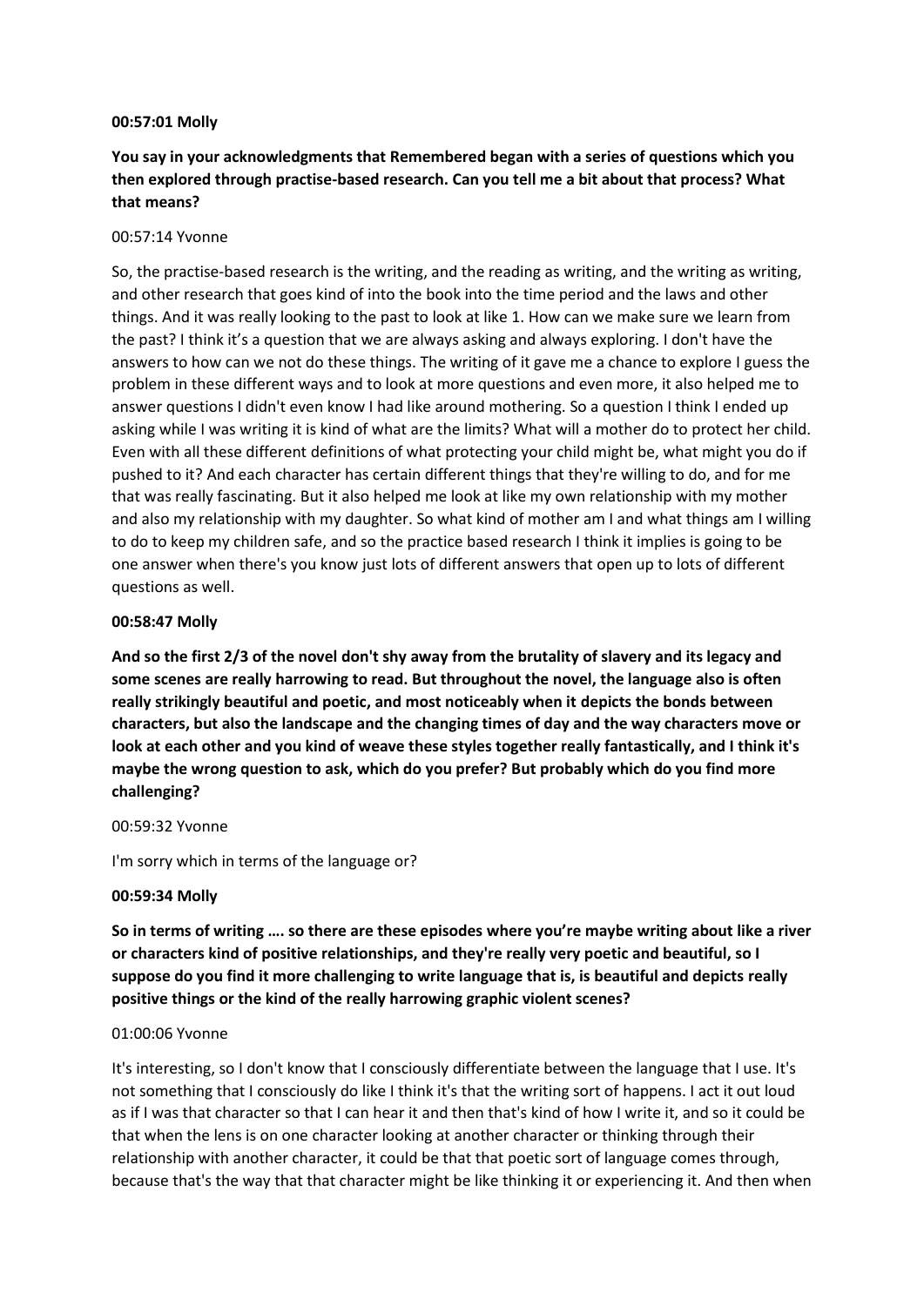**00:57:01 Molly**

**You say in your acknowledgments that Remembered began with a series of questions which you then explored through practise-based research. Can you tell me a bit about that process? What that means?**

00:57:14 Yvonne

So, the practise-based research is the writing, and the reading as writing, and the writing as writing, and other research that goes kind of into the book into the time period and the laws and other things. And it was really looking to the past to look at like 1. How can we make sure we learn from the past? I think it's a question that we are always asking and always exploring. I don't have the answers to how can we not do these things. The writing of it gave me a chance to explore I guess the problem in these different ways and to look at more questions and even more, it also helped me to answer questions I didn't even know I had like around mothering. So a question I think I ended up asking while I was writing it is kind of what are the limits? What will a mother do to protect her child. Even with all these different definitions of what protecting your child might be, what might you do if pushed to it? And each character has certain different things that they're willing to do, and for me that was really fascinating. But it also helped me look at like my own relationship with my mother and also my relationship with my daughter. So what kind of mother am I and what things am I willing to do to keep my children safe, and so the practice based research I think it implies is going to be one answer when there's you know just lots of different answers that open up to lots of different questions as well.

**00:58:47 Molly**

**And so the first 2/3 of the novel don't shy away from the brutality of slavery and its legacy and some scenes are really harrowing to read. But throughout the novel, the language also is often really strikingly beautiful and poetic, and most noticeably when it depicts the bonds between characters, but also the landscape and the changing times of day and the way characters move or look at each other and you kind of weave these styles together really fantastically, and I think it's maybe the wrong question to ask, which do you prefer? But probably which do you find more challenging?**

00:59:32 Yvonne

I'm sorry which in terms of the language or?

**00:59:34 Molly**

**So in terms of writing …. so there are these episodes where you're maybe writing about like a river or characters kind of positive relationships, and they're really very poetic and beautiful, so I suppose do you find it more challenging to write language that is, is beautiful and depicts really positive things or the kind of the really harrowing graphic violent scenes?**

01:00:06 Yvonne

It's interesting, so I don't know that I consciously differentiate between the language that I use. It's not something that I consciously do like I think it's that the writing sort of happens. I act it out loud as if I was that character so that I can hear it and then that's kind of how I write it, and so it could be that when the lens is on one character looking at another character or thinking through their relationship with another character, it could be that that poetic sort of language comes through, because that's the way that that character might be like thinking it or experiencing it. And then when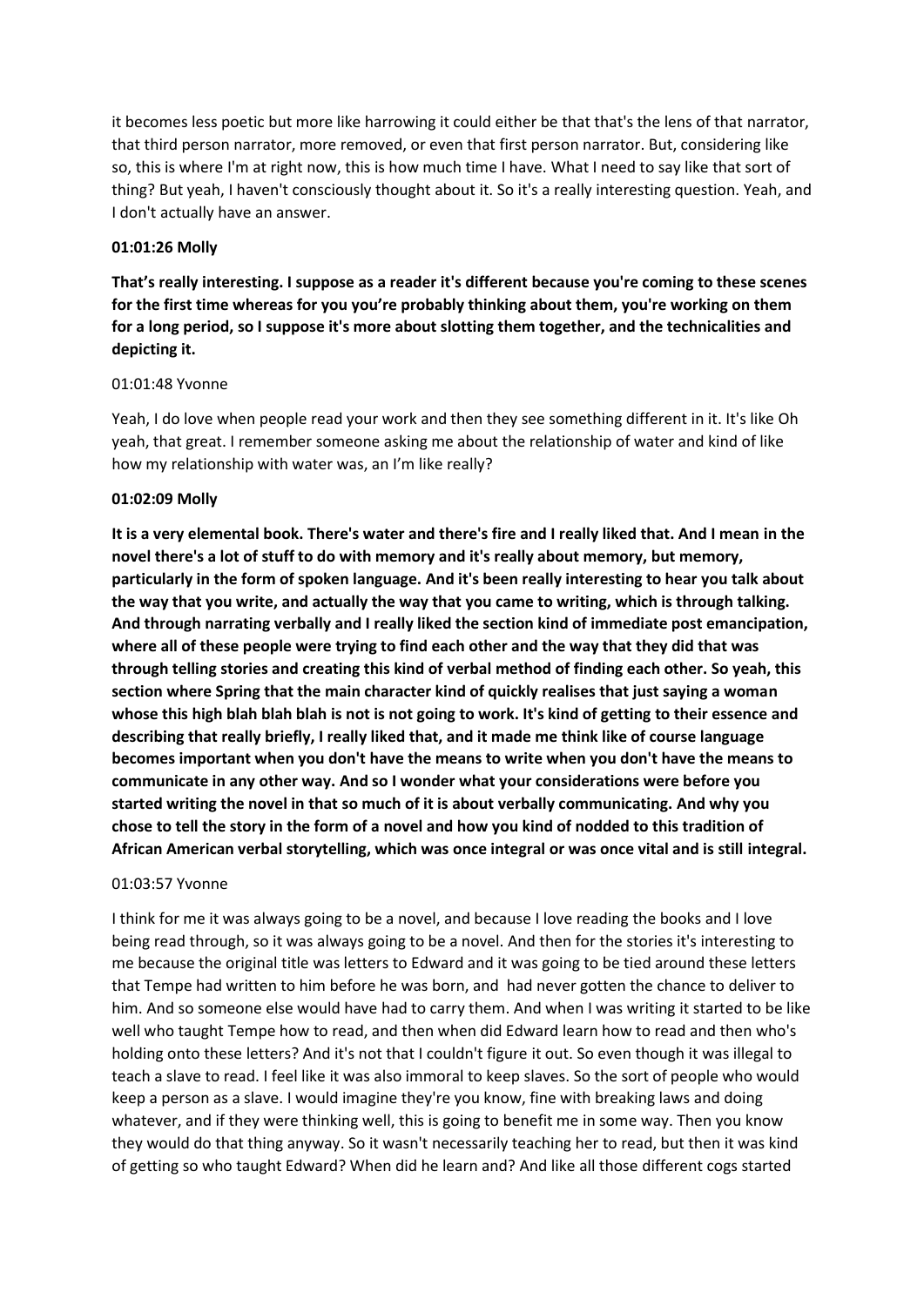it becomes less poetic but more like harrowing it could either be that that's the lens of that narrator, that third person narrator, more removed, or even that first person narrator. But, considering like so, this is where I'm at right now, this is how much time I have. What I need to say like that sort of thing? But yeah, I haven't consciously thought about it. So it's a really interesting question. Yeah, and I don't actually have an answer.

**01:01:26 Molly**

**That's really interesting. I suppose as a reader it's different because you're coming to these scenes for the first time whereas for you you're probably thinking about them, you're working on them for a long period, so I suppose it's more about slotting them together, and the technicalities and depicting it.**

01:01:48 Yvonne

Yeah, I do love when people read your work and then they see something different in it. It's like Oh yeah, that great. I remember someone asking me about the relationship of water and kind of like how my relationship with water was, an I'm like really?

**01:02:09 Molly**

**It is a very elemental book. There's water and there's fire and I really liked that. And I mean in the novel there's a lot of stuff to do with memory and it's really about memory, but memory, particularly in the form of spoken language. And it's been really interesting to hear you talk about the way that you write, and actually the way that you came to writing, which is through talking. And through narrating verbally and I really liked the section kind of immediate post emancipation, where all of these people were trying to find each other and the way that they did that was through telling stories and creating this kind of verbal method of finding each other. So yeah, this section where Spring that the main character kind of quickly realises that just saying a woman whose this high blah blah blah is not is not going to work. It's kind of getting to their essence and describing that really briefly, I really liked that, and it made me think like of course language becomes important when you don't have the means to write when you don't have the means to communicate in any other way. And so I wonder what your considerations were before you started writing the novel in that so much of it is about verbally communicating. And why you chose to tell the story in the form of a novel and how you kind of nodded to this tradition of African American verbal storytelling, which was once integral or was once vital and is still integral.**

01:03:57 Yvonne

I think for me it was always going to be a novel, and because I love reading the books and I love being read through, so it was always going to be a novel. And then for the stories it's interesting to me because the original title was letters to Edward and it was going to be tied around these letters that Tempe had written to him before he was born, and had never gotten the chance to deliver to him. And so someone else would have had to carry them. And when I was writing it started to be like well who taught Tempe how to read, and then when did Edward learn how to read and then who's holding onto these letters? And it's not that I couldn't figure it out. So even though it was illegal to teach a slave to read. I feel like it was also immoral to keep slaves. So the sort of people who would keep a person as a slave. I would imagine they're you know, fine with breaking laws and doing whatever, and if they were thinking well, this is going to benefit me in some way. Then you know they would do that thing anyway. So it wasn't necessarily teaching her to read, but then it was kind of getting so who taught Edward? When did he learn and? And like all those different cogs started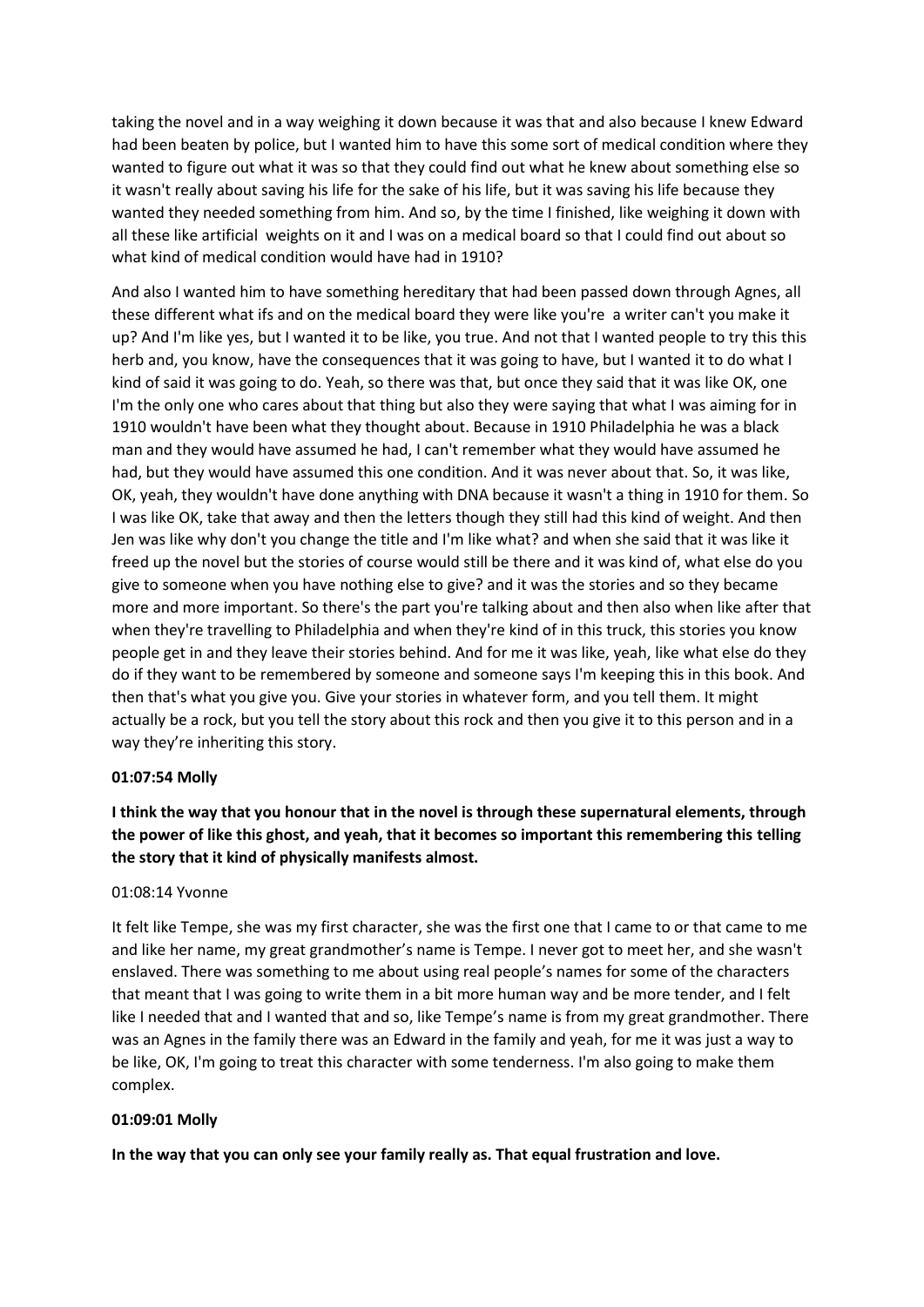taking the novel and in a way weighing it down because it was that and also because I knew Edward had been beaten by police, but I wanted him to have this some sort of medical condition where they wanted to figure out what it was so that they could find out what he knew about something else so it wasn't really about saving his life for the sake of his life, but it was saving his life because they wanted they needed something from him. And so, by the time I finished, like weighing it down with all these like artificial weights on it and I was on a medical board so that I could find out about so what kind of medical condition would have had in 1910?

And also I wanted him to have something hereditary that had been passed down through Agnes, all these different what ifs and on the medical board they were like you're a writer can't you make it up? And I'm like yes, but I wanted it to be like, you true. And not that I wanted people to try this this herb and, you know, have the consequences that it was going to have, but I wanted it to do what I kind of said it was going to do. Yeah, so there was that, but once they said that it was like OK, one I'm the only one who cares about that thing but also they were saying that what I was aiming for in 1910 wouldn't have been what they thought about. Because in 1910 Philadelphia he was a black man and they would have assumed he had, I can't remember what they would have assumed he had, but they would have assumed this one condition. And it was never about that. So, it was like, OK, yeah, they wouldn't have done anything with DNA because it wasn't a thing in 1910 for them. So I was like OK, take that away and then the letters though they still had this kind of weight. And then Jen was like why don't you change the title and I'm like what? and when she said that it was like it freed up the novel but the stories of course would still be there and it was kind of, what else do you give to someone when you have nothing else to give? and it was the stories and so they became more and more important. So there's the part you're talking about and then also when like after that when they're travelling to Philadelphia and when they're kind of in this truck, this stories you know people get in and they leave their stories behind. And for me it was like, yeah, like what else do they do if they want to be remembered by someone and someone says I'm keeping this in this book. And then that's what you give you. Give your stories in whatever form, and you tell them. It might actually be a rock, but you tell the story about this rock and then you give it to this person and in a way they're inheriting this story.

**01:07:54 Molly**

**I think the way that you honour that in the novel is through these supernatural elements, through the power of like this ghost, and yeah, that it becomes so important this remembering this telling the story that it kind of physically manifests almost.**

01:08:14 Yvonne

It felt like Tempe, she was my first character, she was the first one that I came to or that came to me and like her name, my great grandmother's name is Tempe. I never got to meet her, and she wasn't enslaved. There was something to me about using real people's names for some of the characters that meant that I was going to write them in a bit more human way and be more tender, and I felt like I needed that and I wanted that and so, like Tempe's name is from my great grandmother. There was an Agnes in the family there was an Edward in the family and yeah, for me it was just a way to be like, OK, I'm going to treat this character with some tenderness. I'm also going to make them complex.

**01:09:01 Molly**

**In the way that you can only see your family really as. That equal frustration and love.**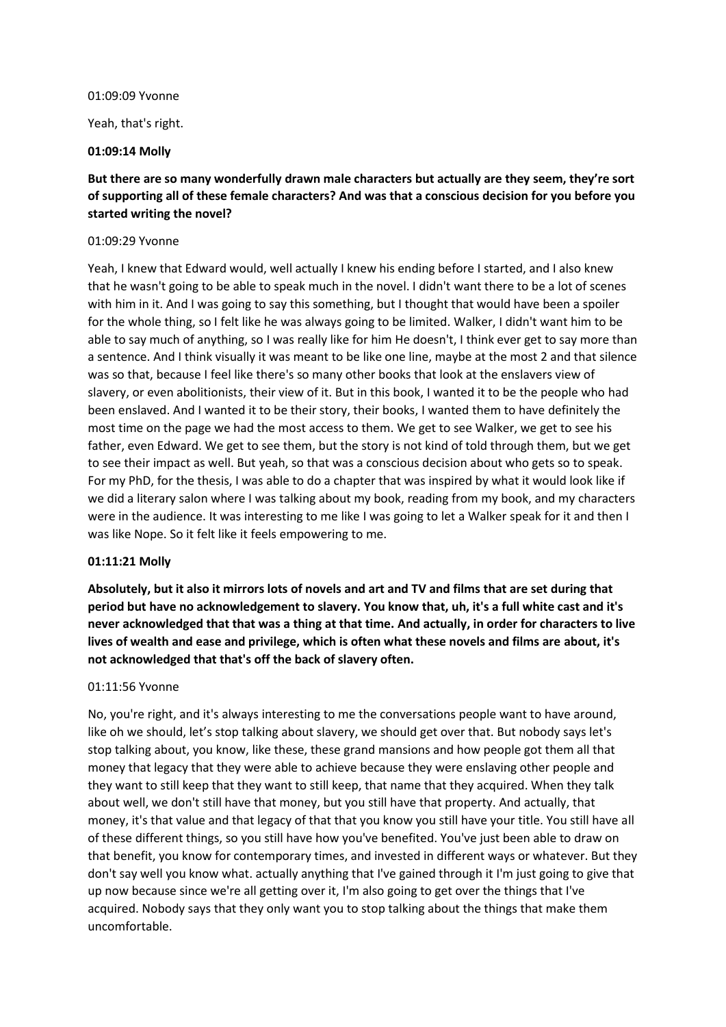01:09:09 Yvonne

Yeah, that's right.

**01:09:14 Molly**

**But there are so many wonderfully drawn male characters but actually are they seem, they're sort of supporting all of these female characters? And was that a conscious decision for you before you started writing the novel?**

01:09:29 Yvonne

Yeah, I knew that Edward would, well actually I knew his ending before I started, and I also knew that he wasn't going to be able to speak much in the novel. I didn't want there to be a lot of scenes with him in it. And I was going to say this something, but I thought that would have been a spoiler for the whole thing, so I felt like he was always going to be limited. Walker, I didn't want him to be able to say much of anything, so I was really like for him He doesn't, I think ever get to say more than a sentence. And I think visually it was meant to be like one line, maybe at the most 2 and that silence was so that, because I feel like there's so many other books that look at the enslavers view of slavery, or even abolitionists, their view of it. But in this book, I wanted it to be the people who had been enslaved. And I wanted it to be their story, their books, I wanted them to have definitely the most time on the page we had the most access to them. We get to see Walker, we get to see his father, even Edward. We get to see them, but the story is not kind of told through them, but we get to see their impact as well. But yeah, so that was a conscious decision about who gets so to speak. For my PhD, for the thesis, I was able to do a chapter that was inspired by what it would look like if we did a literary salon where I was talking about my book, reading from my book, and my characters were in the audience. It was interesting to me like I was going to let a Walker speak for it and then I was like Nope. So it felt like it feels empowering to me.

**01:11:21 Molly**

**Absolutely, but it also it mirrors lots of novels and art and TV and films that are set during that period but have no acknowledgement to slavery. You know that, uh, it's a full white cast and it's never acknowledged that that was a thing at that time. And actually, in order for characters to live lives of wealth and ease and privilege, which is often what these novels and films are about, it's not acknowledged that that's off the back of slavery often.**

01:11:56 Yvonne

No, you're right, and it's always interesting to me the conversations people want to have around, like oh we should, let's stop talking about slavery, we should get over that. But nobody says let's stop talking about, you know, like these, these grand mansions and how people got them all that money that legacy that they were able to achieve because they were enslaving other people and they want to still keep that they want to still keep, that name that they acquired. When they talk about well, we don't still have that money, but you still have that property. And actually, that money, it's that value and that legacy of that that you know you still have your title. You still have all of these different things, so you still have how you've benefited. You've just been able to draw on that benefit, you know for contemporary times, and invested in different ways or whatever. But they don't say well you know what. actually anything that I've gained through it I'm just going to give that up now because since we're all getting over it, I'm also going to get over the things that I've acquired. Nobody says that they only want you to stop talking about the things that make them uncomfortable.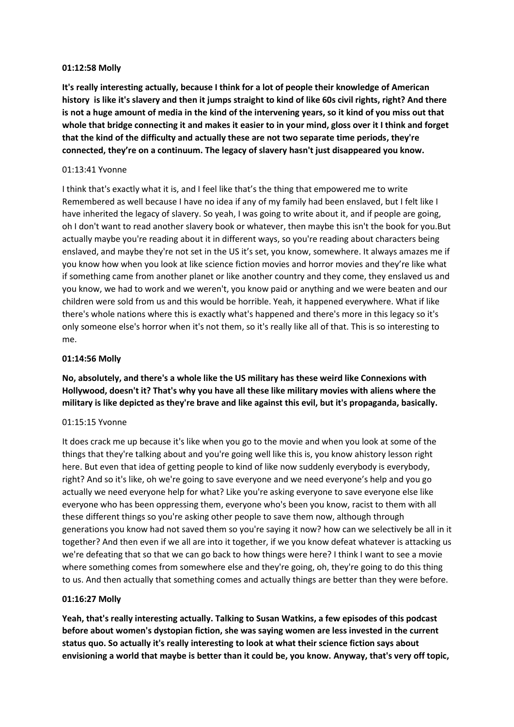**01:12:58 Molly**

**It's really interesting actually, because I think for a lot of people their knowledge of American history is like it's slavery and then it jumps straight to kind of like 60s civil rights, right? And there is not a huge amount of media in the kind of the intervening years, so it kind of you miss out that whole that bridge connecting it and makes it easier to in your mind, gloss over it I think and forget that the kind of the difficulty and actually these are not two separate time periods, they're connected, they're on a continuum. The legacy of slavery hasn't just disappeared you know.**

01:13:41 Yvonne

I think that's exactly what it is, and I feel like that's the thing that empowered me to write Remembered as well because I have no idea if any of my family had been enslaved, but I felt like I have inherited the legacy of slavery. So yeah, I was going to write about it, and if people are going, oh I don't want to read another slavery book or whatever, then maybe this isn't the book for you.But actually maybe you're reading about it in different ways, so you're reading about characters being enslaved, and maybe they're not set in the US it's set, you know, somewhere. It always amazes me if you know how when you look at like science fiction movies and horror movies and they're like what if something came from another planet or like another country and they come, they enslaved us and you know, we had to work and we weren't, you know paid or anything and we were beaten and our children were sold from us and this would be horrible. Yeah, it happened everywhere. What if like there's whole nations where this is exactly what's happened and there's more in this legacy so it's only someone else's horror when it's not them, so it's really like all of that. This is so interesting to me.

**01:14:56 Molly**

**No, absolutely, and there's a whole like the US military has these weird like Connexions with Hollywood, doesn't it? That's why you have all these like military movies with aliens where the military is like depicted as they're brave and like against this evil, but it's propaganda, basically.**

01:15:15 Yvonne

It does crack me up because it's like when you go to the movie and when you look at some of the things that they're talking about and you're going well like this is, you know ahistory lesson right here. But even that idea of getting people to kind of like now suddenly everybody is everybody, right? And so it's like, oh we're going to save everyone and we need everyone's help and you go actually we need everyone help for what? Like you're asking everyone to save everyone else like everyone who has been oppressing them, everyone who's been you know, racist to them with all these different things so you're asking other people to save them now, although through generations you know had not saved them so you're saying it now? how can we selectively be all in it together? And then even if we all are into it together, if we you know defeat whatever is attacking us we're defeating that so that we can go back to how things were here? I think I want to see a movie where something comes from somewhere else and they're going, oh, they're going to do this thing to us. And then actually that something comes and actually things are better than they were before.

**01:16:27 Molly**

**Yeah, that's really interesting actually. Talking to Susan Watkins, a few episodes of this podcast before about women's dystopian fiction, she was saying women are less invested in the current status quo. So actually it's really interesting to look at what their science fiction says about envisioning a world that maybe is better than it could be, you know. Anyway, that's very off topic,**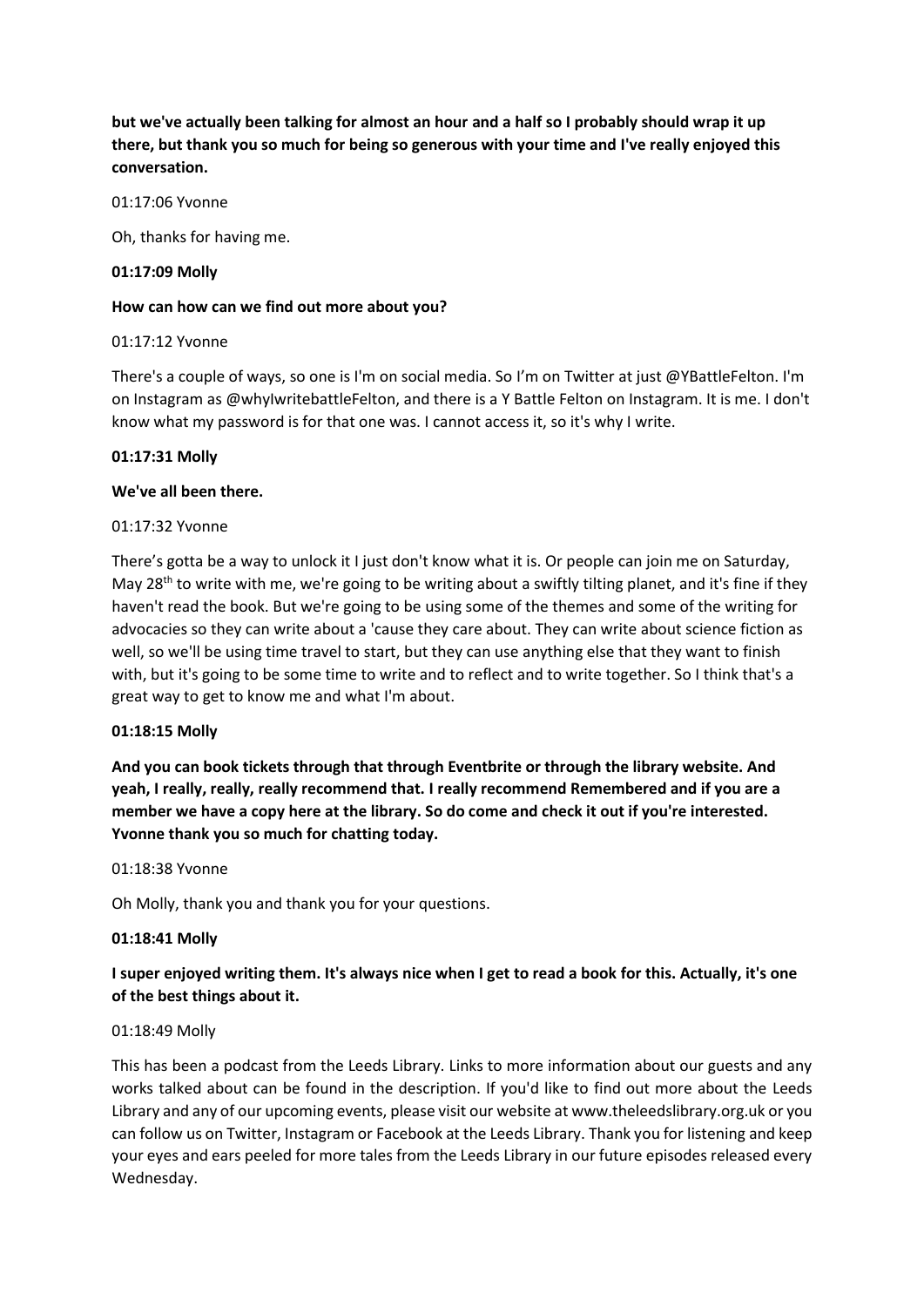**but we've actually been talking for almost an hour and a half so I probably should wrap it up there, but thank you so much for being so generous with your time and I've really enjoyed this conversation.**

01:17:06 Yvonne

Oh, thanks for having me.

**01:17:09 Molly**

**How can how can we find out more about you?**

01:17:12 Yvonne

There's a couple of ways, so one is I'm on social media. So I'm on Twitter at just @YBattleFelton. I'm on Instagram as @whyIwritebattleFelton, and there is a Y Battle Felton on Instagram. It is me. I don't know what my password is for that one was. I cannot access it, so it's why I write.

**01:17:31 Molly**

**We've all been there.**

01:17:32 Yvonne

There's gotta be a way to unlock it I just don't know what it is. Or people can join me on Saturday, May 28th to write with me, we're going to be writing about a swiftly tilting planet, and it's fine if they haven't read the book. But we're going to be using some of the themes and some of the writing for advocacies so they can write about a 'cause they care about. They can write about science fiction as well, so we'll be using time travel to start, but they can use anything else that they want to finish with, but it's going to be some time to write and to reflect and to write together. So I think that's a great way to get to know me and what I'm about.

**01:18:15 Molly**

**And you can book tickets through that through Eventbrite or through the library website. And yeah, I really, really, really recommend that. I really recommend Remembered and if you are a member we have a copy here at the library. So do come and check it out if you're interested. Yvonne thank you so much for chatting today.**

01:18:38 Yvonne

Oh Molly, thank you and thank you for your questions.

**01:18:41 Molly**

**I super enjoyed writing them. It's always nice when I get to read a book for this. Actually, it's one of the best things about it.**

01:18:49 Molly

This has been a podcast from the Leeds Library. Links to more information about our guests and any works talked about can be found in the description. If you'd like to find out more about the Leeds Library and any of our upcoming events, please visit our website at www.theleedslibrary.org.uk or you can follow us on Twitter, Instagram or Facebook at the Leeds Library. Thank you for listening and keep your eyes and ears peeled for more tales from the Leeds Library in our future episodes released every Wednesday.